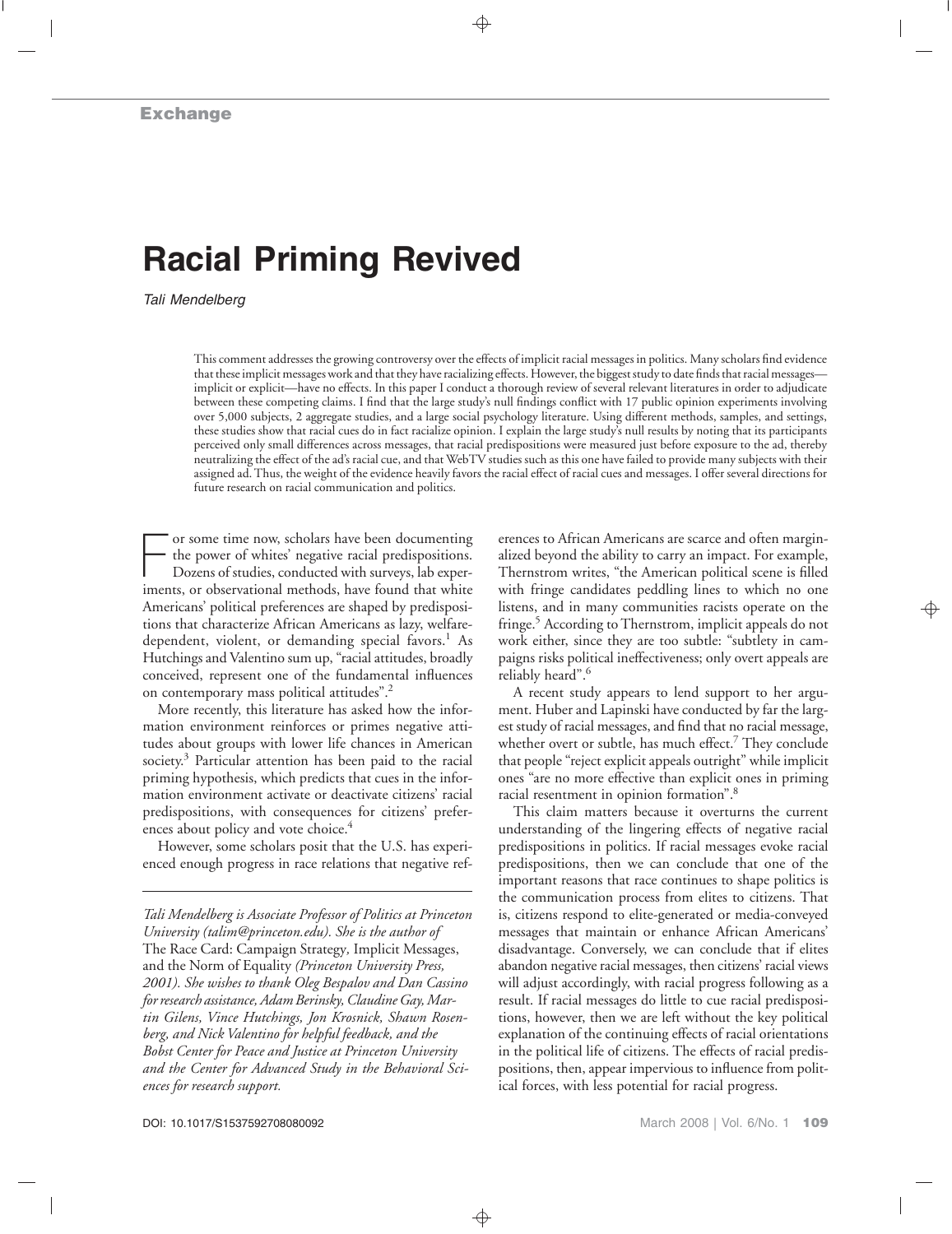Exchange

# Racial Priming Revived

*Tali Mendelberg*

This comment addresses the growing controversy over the effects of implicit racial messages in politics. Many scholars find evidence that these implicit messages work and that they have racializing effects. However, the biggest study to date finds that racial messages—implicit or explicit—have no effects. In this paper I conduct a thorough review of several relevant literatures in order to adjudicate between these competing claims. I find that the large study's null findings conflict with 17 public opinion experiments involving over 5,000 subjects, 2 aggregate studies, and a large social psychology literature. Using different methods, samples, and settings, these studies show that racial cues do in fact racialize opinion. I explain the large study's null results by noting that its participants perceived only small differences across messages, that racial predispositions were measured just before exposure to the ad, thereby neutralizing the effect of the ad's racial cue, and that WebTV studies such as this one have failed to provide many subjects with their assigned ad. Thus, the weight of the evidence heavily favors the racial effect of racial cues and messages. I offer several directions for future research on racial communication and politics.

For some time now, scholars have been documenting the power of whites' negative racial predispositions. Dozens of studies, conducted with surveys, lab experiments, or observational methods, have found that white Americans' political preferences are shaped by predispositions that characterize African Americans as lazy, welfare-dependent, violent, or demanding special favors.[1] As Hutchings and Valentino sum up, "racial attitudes, broadly conceived, represent one of the fundamental influences on contemporary mass political attitudes".[2]

More recently, this literature has asked how the information environment reinforces or primes negative attitudes about groups with lower life chances in American society.[3] Particular attention has been paid to the racial priming hypothesis, which predicts that cues in the information environment activate or deactivate citizens' racial predispositions, with consequences for citizens' preferences about policy and vote choice.[4]

However, some scholars posit that the U.S. has experienced enough progress in race relations that negative references to African Americans are scarce and often marginalized beyond the ability to carry an impact. For example, Thernstrom writes, "the American political scene is filled with fringe candidates peddling lines to which no one listens, and in many communities racists operate on the fringe.[5] According to Thernstrom, implicit appeals do not work either, since they are too subtle: "subtlety in campaigns risks political ineffectiveness; only overt appeals are reliably heard".[6]

A recent study appears to lend support to her argument. Huber and Lapinski have conducted by far the largest study of racial messages, and find that no racial message, whether overt or subtle, has much effect.[7] They conclude that people "reject explicit appeals outright" while implicit ones "are no more effective than explicit ones in priming racial resentment in opinion formation".[8]

This claim matters because it overturns the current understanding of the lingering effects of negative racial predispositions in politics. If racial messages evoke racial predispositions, then we can conclude that one of the important reasons that race continues to shape politics is the communication process from elites to citizens. That is, citizens respond to elite-generated or media-conveyed messages that maintain or enhance African Americans' disadvantage. Conversely, we can conclude that if elites abandon negative racial messages, then citizens' racial views will adjust accordingly, with racial progress following as a result. If racial messages do little to cue racial predispositions, however, then we are left without the key political explanation of the continuing effects of racial orientations in the political life of citizens. The effects of racial predispositions, then, appear impervious to influence from political forces, with less potential for racial progress.

*Tali Mendelberg is Associate Professor of Politics at Princeton University (talim@princeton.edu). She is the author of* The Race Card: Campaign Strategy, Implicit Messages, and the Norm of Equality *(Princeton University Press, 2001). She wishes to thank Oleg Bespalov and Dan Cassino for research assistance, Adam Berinsky, Claudine Gay, Martin Gilens, Vince Hutchings, Jon Krosnick, Shawn Rosenberg, and Nick Valentino for helpful feedback, and the Bobst Center for Peace and Justice at Princeton University and the Center for Advanced Study in the Behavioral Sciences for research support.*

DOI: 10.1017/S1537592708080092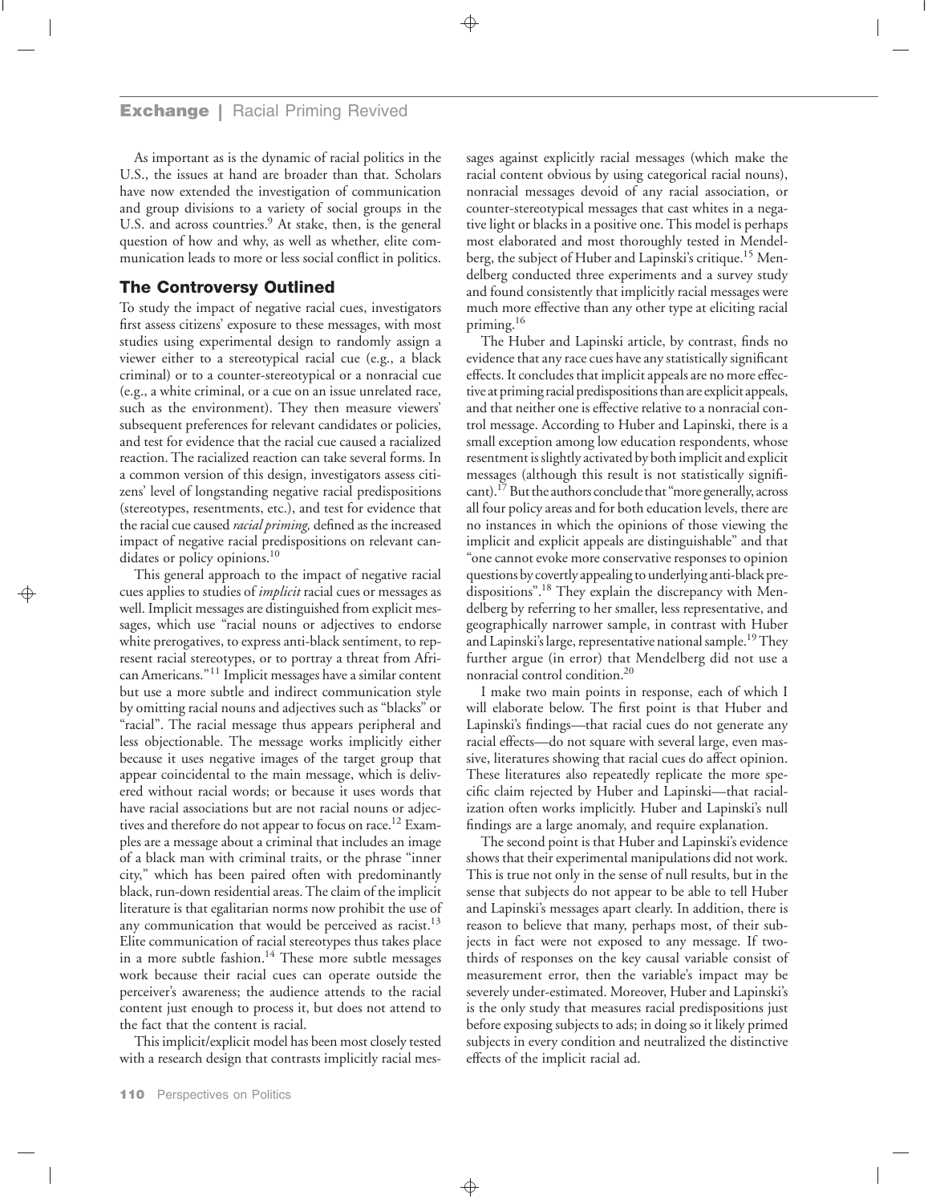As important as is the dynamic of racial politics in the U.S., the issues at hand are broader than that. Scholars have now extended the investigation of communication and group divisions to a variety of social groups in the U.S. and across countries.[9] At stake, then, is the general question of how and why, as well as whether, elite communication leads to more or less social conflict in politics.

## The Controversy Outlined

To study the impact of negative racial cues, investigators first assess citizens' exposure to these messages, with most studies using experimental design to randomly assign a viewer either to a stereotypical racial cue (e.g., a black criminal) or to a counter-stereotypical or a nonracial cue (e.g., a white criminal, or a cue on an issue unrelated race, such as the environment). They then measure viewers' subsequent preferences for relevant candidates or policies, and test for evidence that the racial cue caused a racialized reaction. The racialized reaction can take several forms. In a common version of this design, investigators assess citizens' level of longstanding negative racial predispositions (stereotypes, resentments, etc.), and test for evidence that the racial cue caused *racial priming,* defined as the increased impact of negative racial predispositions on relevant candidates or policy opinions.[10]

This general approach to the impact of negative racial cues applies to studies of *implicit* racial cues or messages as well. Implicit messages are distinguished from explicit messages, which use "racial nouns or adjectives to endorse white prerogatives, to express anti-black sentiment, to represent racial stereotypes, or to portray a threat from African Americans."[11] Implicit messages have a similar content but use a more subtle and indirect communication style by omitting racial nouns and adjectives such as "blacks" or "racial". The racial message thus appears peripheral and less objectionable. The message works implicitly either because it uses negative images of the target group that appear coincidental to the main message, which is delivered without racial words; or because it uses words that have racial associations but are not racial nouns or adjectives and therefore do not appear to focus on race.[12] Examples are a message about a criminal that includes an image of a black man with criminal traits, or the phrase "inner city," which has been paired often with predominantly black, run-down residential areas. The claim of the implicit literature is that egalitarian norms now prohibit the use of any communication that would be perceived as racist.[13] Elite communication of racial stereotypes thus takes place in a more subtle fashion.[14] These more subtle messages work because their racial cues can operate outside the perceiver's awareness; the audience attends to the racial content just enough to process it, but does not attend to the fact that the content is racial.

This implicit/explicit model has been most closely tested with a research design that contrasts implicitly racial messages against explicitly racial messages (which make the racial content obvious by using categorical racial nouns), nonracial messages devoid of any racial association, or counter-stereotypical messages that cast whites in a negative light or blacks in a positive one. This model is perhaps most elaborated and most thoroughly tested in Mendelberg, the subject of Huber and Lapinski's critique.[15] Mendelberg conducted three experiments and a survey study and found consistently that implicitly racial messages were much more effective than any other type at eliciting racial priming.[16]

The Huber and Lapinski article, by contrast, finds no evidence that any race cues have any statistically significant effects. It concludes that implicit appeals are no more effective at priming racial predispositions than are explicit appeals, and that neither one is effective relative to a nonracial control message. According to Huber and Lapinski, there is a small exception among low education respondents, whose resentment is slightly activated by both implicit and explicit messages (although this result is not statistically significant).[17] But the authors conclude that "more generally, across all four policy areas and for both education levels, there are no instances in which the opinions of those viewing the implicit and explicit appeals are distinguishable" and that "one cannot evoke more conservative responses to opinion questions by covertly appealing to underlying anti-black predispositions".[18] They explain the discrepancy with Mendelberg by referring to her smaller, less representative, and geographically narrower sample, in contrast with Huber and Lapinski's large, representative national sample.[19] They further argue (in error) that Mendelberg did not use a nonracial control condition.[20]

I make two main points in response, each of which I will elaborate below. The first point is that Huber and Lapinski's findings—that racial cues do not generate any racial effects—do not square with several large, even massive, literatures showing that racial cues do affect opinion. These literatures also repeatedly replicate the more specific claim rejected by Huber and Lapinski—that racialization often works implicitly. Huber and Lapinski's null findings are a large anomaly, and require explanation.

The second point is that Huber and Lapinski's evidence shows that their experimental manipulations did not work. This is true not only in the sense of null results, but in the sense that subjects do not appear to be able to tell Huber and Lapinski's messages apart clearly. In addition, there is reason to believe that many, perhaps most, of their subjects in fact were not exposed to any message. If two-thirds of responses on the key causal variable consist of measurement error, then the variable's impact may be severely under-estimated. Moreover, Huber and Lapinski's is the only study that measures racial predispositions just before exposing subjects to ads; in doing so it likely primed subjects in every condition and neutralized the distinctive effects of the implicit racial ad.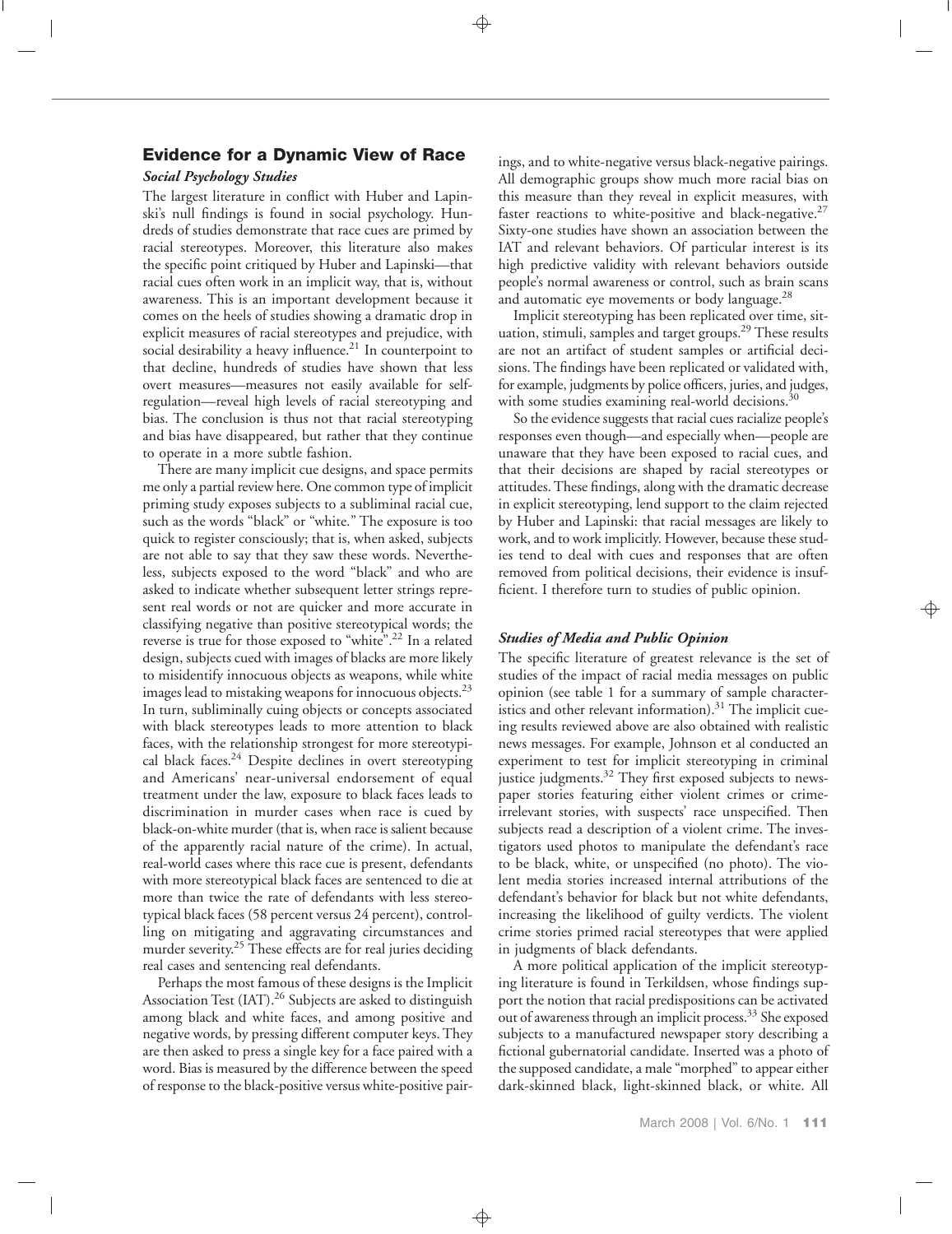## Evidence for a Dynamic View of Race

### *Social Psychology Studies*

The largest literature in conflict with Huber and Lapinski's null findings is found in social psychology. Hundreds of studies demonstrate that race cues are primed by racial stereotypes. Moreover, this literature also makes the specific point critiqued by Huber and Lapinski—that racial cues often work in an implicit way, that is, without awareness. This is an important development because it comes on the heels of studies showing a dramatic drop in explicit measures of racial stereotypes and prejudice, with social desirability a heavy influence.[21] In counterpoint to that decline, hundreds of studies have shown that less overt measures—measures not easily available for self-regulation—reveal high levels of racial stereotyping and bias. The conclusion is thus not that racial stereotyping and bias have disappeared, but rather that they continue to operate in a more subtle fashion.

There are many implicit cue designs, and space permits me only a partial review here. One common type of implicit priming study exposes subjects to a subliminal racial cue, such as the words "black" or "white." The exposure is too quick to register consciously; that is, when asked, subjects are not able to say that they saw these words. Nevertheless, subjects exposed to the word "black" and who are asked to indicate whether subsequent letter strings represent real words or not are quicker and more accurate in classifying negative than positive stereotypical words; the reverse is true for those exposed to "white".[22] In a related design, subjects cued with images of blacks are more likely to misidentify innocuous objects as weapons, while white images lead to mistaking weapons for innocuous objects.[23] In turn, subliminally cuing objects or concepts associated with black stereotypes leads to more attention to black faces, with the relationship strongest for more stereotypical black faces.[24] Despite declines in overt stereotyping and Americans' near-universal endorsement of equal treatment under the law, exposure to black faces leads to discrimination in murder cases when race is cued by black-on-white murder (that is, when race is salient because of the apparently racial nature of the crime). In actual, real-world cases where this race cue is present, defendants with more stereotypical black faces are sentenced to die at more than twice the rate of defendants with less stereotypical black faces (58 percent versus 24 percent), controlling on mitigating and aggravating circumstances and murder severity.[25] These effects are for real juries deciding real cases and sentencing real defendants.

Perhaps the most famous of these designs is the Implicit Association Test (IAT).[26] Subjects are asked to distinguish among black and white faces, and among positive and negative words, by pressing different computer keys. They are then asked to press a single key for a face paired with a word. Bias is measured by the difference between the speed of response to the black-positive versus white-positive pairings, and to white-negative versus black-negative pairings. All demographic groups show much more racial bias on this measure than they reveal in explicit measures, with faster reactions to white-positive and black-negative.[27] Sixty-one studies have shown an association between the IAT and relevant behaviors. Of particular interest is its high predictive validity with relevant behaviors outside people's normal awareness or control, such as brain scans and automatic eye movements or body language.[28]

Implicit stereotyping has been replicated over time, situation, stimuli, samples and target groups.[29] These results are not an artifact of student samples or artificial decisions. The findings have been replicated or validated with, for example, judgments by police officers, juries, and judges, with some studies examining real-world decisions.[30]

So the evidence suggests that racial cues racialize people's responses even though—and especially when—people are unaware that they have been exposed to racial cues, and that their decisions are shaped by racial stereotypes or attitudes. These findings, along with the dramatic decrease in explicit stereotyping, lend support to the claim rejected by Huber and Lapinski: that racial messages are likely to work, and to work implicitly. However, because these studies tend to deal with cues and responses that are often removed from political decisions, their evidence is insufficient. I therefore turn to studies of public opinion.

### *Studies of Media and Public Opinion*

The specific literature of greatest relevance is the set of studies of the impact of racial media messages on public opinion (see table 1 for a summary of sample characteristics and other relevant information).[31] The implicit cueing results reviewed above are also obtained with realistic news messages. For example, Johnson et al conducted an experiment to test for implicit stereotyping in criminal justice judgments.[32] They first exposed subjects to newspaper stories featuring either violent crimes or crime-irrelevant stories, with suspects' race unspecified. Then subjects read a description of a violent crime. The investigators used photos to manipulate the defendant's race to be black, white, or unspecified (no photo). The violent media stories increased internal attributions of the defendant's behavior for black but not white defendants, increasing the likelihood of guilty verdicts. The violent crime stories primed racial stereotypes that were applied in judgments of black defendants.

A more political application of the implicit stereotyping literature is found in Terkildsen, whose findings support the notion that racial predispositions can be activated out of awareness through an implicit process.[33] She exposed subjects to a manufactured newspaper story describing a fictional gubernatorial candidate. Inserted was a photo of the supposed candidate, a male "morphed" to appear either dark-skinned black, light-skinned black, or white. All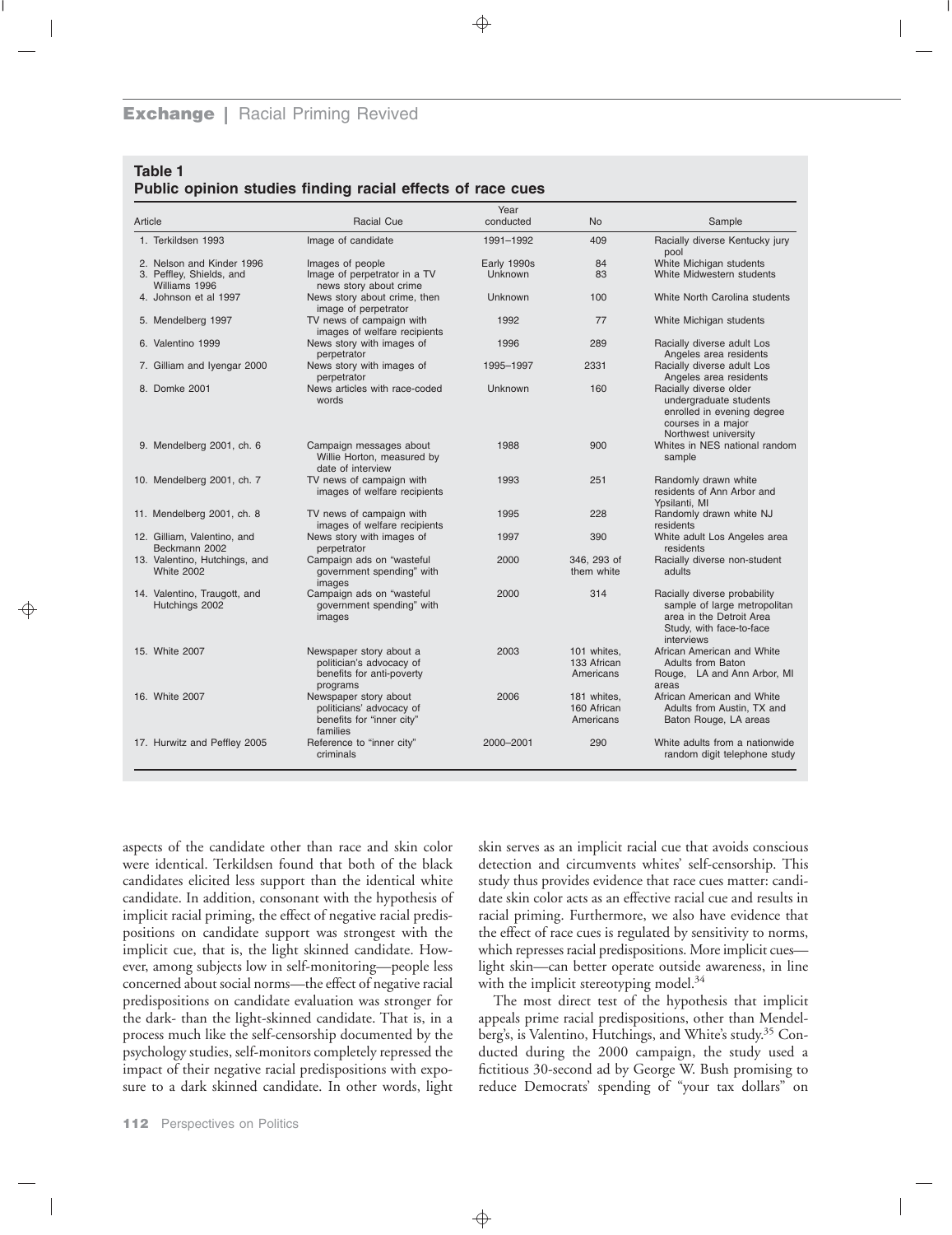**Table 1**
**Public opinion studies finding racial effects of race cues**

| Article | Racial Cue | Year conducted | No | Sample |
|---|---|---|---|---|
| 1. Terkildsen 1993 | Image of candidate | 1991–1992 | 409 | Racially diverse Kentucky jury pool |
| 2. Nelson and Kinder 1996 | Images of people | Early 1990s | 84 | White Michigan students |
| 3. Peffley, Shields, and Williams 1996 | Image of perpetrator in a TV news story about crime | Unknown | 83 | White Midwestern students |
| 4. Johnson et al 1997 | News story about crime, then image of perpetrator | Unknown | 100 | White North Carolina students |
| 5. Mendelberg 1997 | TV news of campaign with images of welfare recipients | 1992 | 77 | White Michigan students |
| 6. Valentino 1999 | News story with images of perpetrator | 1996 | 289 | Racially diverse adult Los Angeles area residents |
| 7. Gilliam and Iyengar 2000 | News story with images of perpetrator | 1995–1997 | 2331 | Racially diverse adult Los Angeles area residents |
| 8. Domke 2001 | News articles with race-coded words | Unknown | 160 | Racially diverse older undergraduate students enrolled in evening degree courses in a major Northwest university |
| 9. Mendelberg 2001, ch. 6 | Campaign messages about Willie Horton, measured by date of interview | 1988 | 900 | Whites in NES national random sample |
| 10. Mendelberg 2001, ch. 7 | TV news of campaign with images of welfare recipients | 1993 | 251 | Randomly drawn white residents of Ann Arbor and Ypsilanti, MI |
| 11. Mendelberg 2001, ch. 8 | TV news of campaign with images of welfare recipients | 1995 | 228 | Randomly drawn white NJ residents |
| 12. Gilliam, Valentino, and Beckmann 2002 | News story with images of perpetrator | 1997 | 390 | White adult Los Angeles area residents |
| 13. Valentino, Hutchings, and White 2002 | Campaign ads on "wasteful government spending" with images | 2000 | 346, 293 of them white | Racially diverse non-student adults |
| 14. Valentino, Traugott, and Hutchings 2002 | Campaign ads on "wasteful government spending" with images | 2000 | 314 | Racially diverse probability sample of large metropolitan area in the Detroit Area Study, with face-to-face interviews |
| 15. White 2007 | Newspaper story about a politician's advocacy of benefits for anti-poverty programs | 2003 | 101 whites, 133 African Americans | African American and White Adults from Baton Rouge, LA and Ann Arbor, MI areas |
| 16. White 2007 | Newspaper story about politicians' advocacy of benefits for "inner city" families | 2006 | 181 whites, 160 African Americans | African American and White Adults from Austin, TX and Baton Rouge, LA areas |
| 17. Hurwitz and Peffley 2005 | Reference to "inner city" criminals | 2000–2001 | 290 | White adults from a nationwide random digit telephone study |

aspects of the candidate other than race and skin color were identical. Terkildsen found that both of the black candidates elicited less support than the identical white candidate. In addition, consonant with the hypothesis of implicit racial priming, the effect of negative racial predispositions on candidate support was strongest with the implicit cue, that is, the light skinned candidate. However, among subjects low in self-monitoring—people less concerned about social norms—the effect of negative racial predispositions on candidate evaluation was stronger for the dark- than the light-skinned candidate. That is, in a process much like the self-censorship documented by the psychology studies, self-monitors completely repressed the impact of their negative racial predispositions with exposure to a dark skinned candidate. In other words, light skin serves as an implicit racial cue that avoids conscious detection and circumvents whites' self-censorship. This study thus provides evidence that race cues matter: candidate skin color acts as an effective racial cue and results in racial priming. Furthermore, we also have evidence that the effect of race cues is regulated by sensitivity to norms, which represses racial predispositions. More implicit cues—light skin—can better operate outside awareness, in line with the implicit stereotyping model.[34]

The most direct test of the hypothesis that implicit appeals prime racial predispositions, other than Mendelberg's, is Valentino, Hutchings, and White's study.[35] Conducted during the 2000 campaign, the study used a fictitious 30-second ad by George W. Bush promising to reduce Democrats' spending of "your tax dollars" on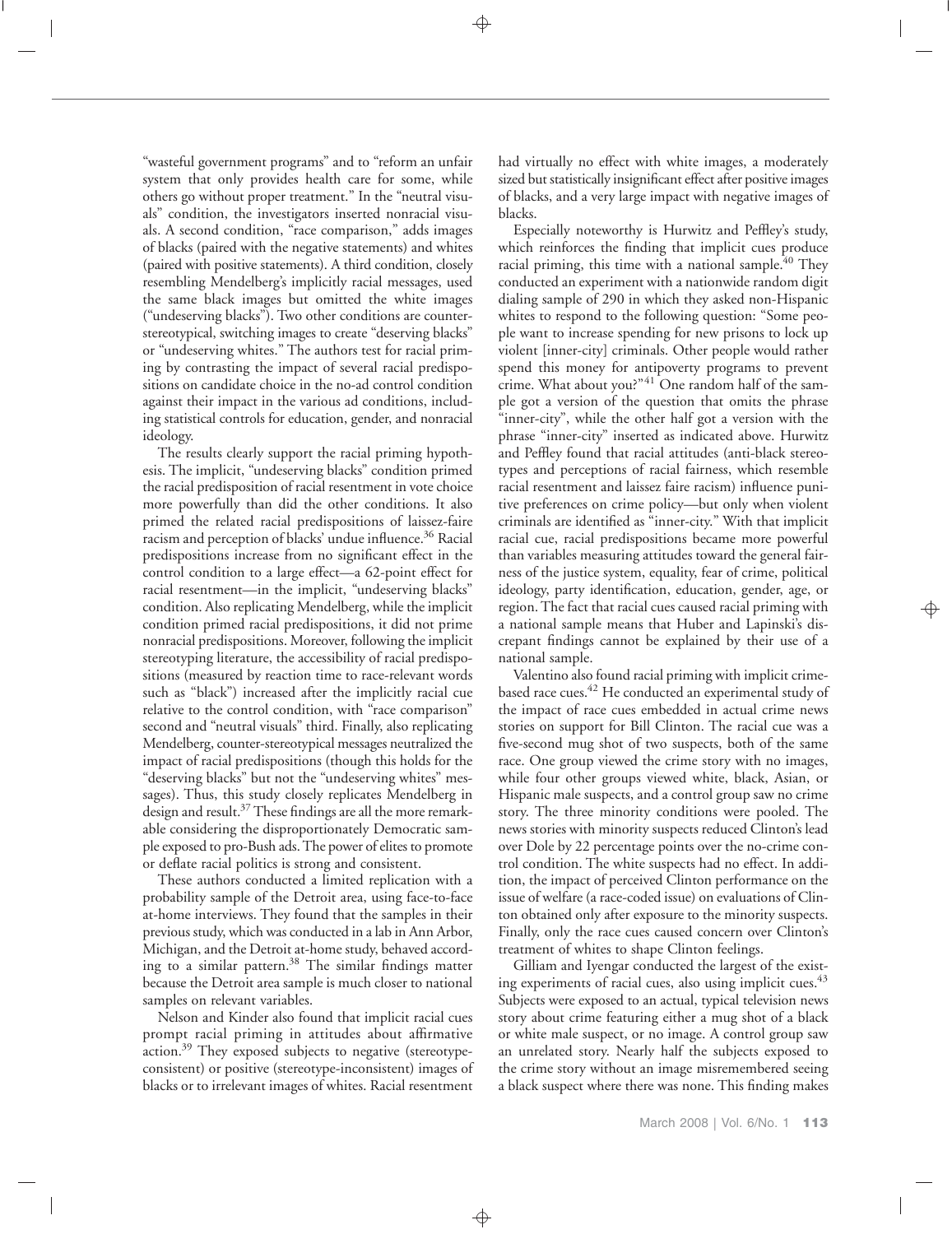"wasteful government programs" and to "reform an unfair system that only provides health care for some, while others go without proper treatment." In the "neutral visuals" condition, the investigators inserted nonracial visuals. A second condition, "race comparison," adds images of blacks (paired with the negative statements) and whites (paired with positive statements). A third condition, closely resembling Mendelberg's implicitly racial messages, used the same black images but omitted the white images ("undeserving blacks"). Two other conditions are counterstereotypical, switching images to create "deserving blacks" or "undeserving whites." The authors test for racial priming by contrasting the impact of several racial predispositions on candidate choice in the no-ad control condition against their impact in the various ad conditions, including statistical controls for education, gender, and nonracial ideology.

The results clearly support the racial priming hypothesis. The implicit, "undeserving blacks" condition primed the racial predisposition of racial resentment in vote choice more powerfully than did the other conditions. It also primed the related racial predispositions of laissez-faire racism and perception of blacks' undue influence.[36] Racial predispositions increase from no significant effect in the control condition to a large effect—a 62-point effect for racial resentment—in the implicit, "undeserving blacks" condition. Also replicating Mendelberg, while the implicit condition primed racial predispositions, it did not prime nonracial predispositions. Moreover, following the implicit stereotyping literature, the accessibility of racial predispositions (measured by reaction time to race-relevant words such as "black") increased after the implicitly racial cue relative to the control condition, with "race comparison" second and "neutral visuals" third. Finally, also replicating Mendelberg, counter-stereotypical messages neutralized the impact of racial predispositions (though this holds for the "deserving blacks" but not the "undeserving whites" messages). Thus, this study closely replicates Mendelberg in design and result.[37] These findings are all the more remarkable considering the disproportionately Democratic sample exposed to pro-Bush ads. The power of elites to promote or deflate racial politics is strong and consistent.

These authors conducted a limited replication with a probability sample of the Detroit area, using face-to-face at-home interviews. They found that the samples in their previous study, which was conducted in a lab in Ann Arbor, Michigan, and the Detroit at-home study, behaved according to a similar pattern.[38] The similar findings matter because the Detroit area sample is much closer to national samples on relevant variables.

Nelson and Kinder also found that implicit racial cues prompt racial priming in attitudes about affirmative action.[39] They exposed subjects to negative (stereotype-consistent) or positive (stereotype-inconsistent) images of blacks or to irrelevant images of whites. Racial resentment had virtually no effect with white images, a moderately sized but statistically insignificant effect after positive images of blacks, and a very large impact with negative images of blacks.

Especially noteworthy is Hurwitz and Peffley's study, which reinforces the finding that implicit cues produce racial priming, this time with a national sample.[40] They conducted an experiment with a nationwide random digit dialing sample of 290 in which they asked non-Hispanic whites to respond to the following question: "Some people want to increase spending for new prisons to lock up violent [inner-city] criminals. Other people would rather spend this money for antipoverty programs to prevent crime. What about you?"[41] One random half of the sample got a version of the question that omits the phrase "inner-city", while the other half got a version with the phrase "inner-city" inserted as indicated above. Hurwitz and Peffley found that racial attitudes (anti-black stereotypes and perceptions of racial fairness, which resemble racial resentment and laissez faire racism) influence punitive preferences on crime policy—but only when violent criminals are identified as "inner-city." With that implicit racial cue, racial predispositions became more powerful than variables measuring attitudes toward the general fairness of the justice system, equality, fear of crime, political ideology, party identification, education, gender, age, or region. The fact that racial cues caused racial priming with a national sample means that Huber and Lapinski's discrepant findings cannot be explained by their use of a national sample.

Valentino also found racial priming with implicit crime-based race cues.[42] He conducted an experimental study of the impact of race cues embedded in actual crime news stories on support for Bill Clinton. The racial cue was a five-second mug shot of two suspects, both of the same race. One group viewed the crime story with no images, while four other groups viewed white, black, Asian, or Hispanic male suspects, and a control group saw no crime story. The three minority conditions were pooled. The news stories with minority suspects reduced Clinton's lead over Dole by 22 percentage points over the no-crime control condition. The white suspects had no effect. In addition, the impact of perceived Clinton performance on the issue of welfare (a race-coded issue) on evaluations of Clinton obtained only after exposure to the minority suspects. Finally, only the race cues caused concern over Clinton's treatment of whites to shape Clinton feelings.

Gilliam and Iyengar conducted the largest of the existing experiments of racial cues, also using implicit cues.[43] Subjects were exposed to an actual, typical television news story about crime featuring either a mug shot of a black or white male suspect, or no image. A control group saw an unrelated story. Nearly half the subjects exposed to the crime story without an image misremembered seeing a black suspect where there was none. This finding makes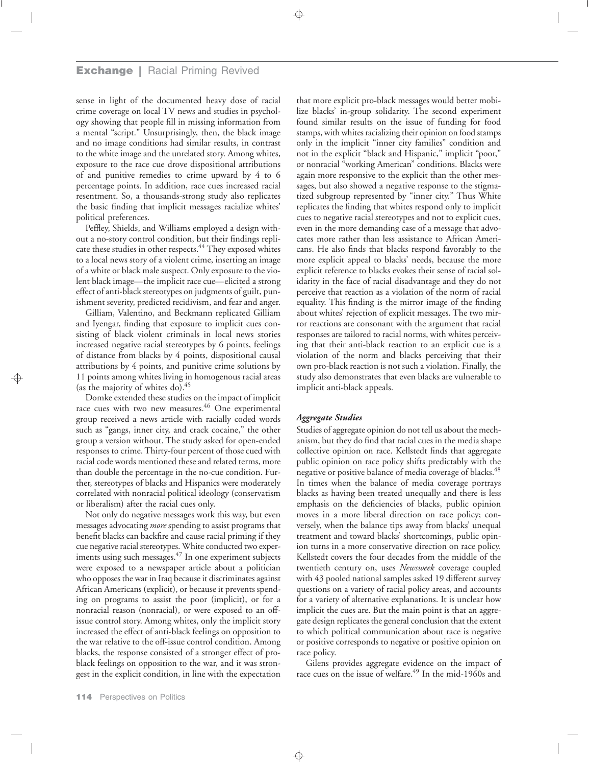sense in light of the documented heavy dose of racial crime coverage on local TV news and studies in psychology showing that people fill in missing information from a mental "script." Unsurprisingly, then, the black image and no image conditions had similar results, in contrast to the white image and the unrelated story. Among whites, exposure to the race cue drove dispositional attributions of and punitive remedies to crime upward by 4 to 6 percentage points. In addition, race cues increased racial resentment. So, a thousands-strong study also replicates the basic finding that implicit messages racialize whites' political preferences.

Peffley, Shields, and Williams employed a design without a no-story control condition, but their findings replicate these studies in other respects.[44] They exposed whites to a local news story of a violent crime, inserting an image of a white or black male suspect. Only exposure to the violent black image—the implicit race cue—elicited a strong effect of anti-black stereotypes on judgments of guilt, punishment severity, predicted recidivism, and fear and anger.

Gilliam, Valentino, and Beckmann replicated Gilliam and Iyengar, finding that exposure to implicit cues consisting of black violent criminals in local news stories increased negative racial stereotypes by 6 points, feelings of distance from blacks by 4 points, dispositional causal attributions by 4 points, and punitive crime solutions by 11 points among whites living in homogenous racial areas (as the majority of whites do).[45]

Domke extended these studies on the impact of implicit race cues with two new measures.[46] One experimental group received a news article with racially coded words such as "gangs, inner city, and crack cocaine," the other group a version without. The study asked for open-ended responses to crime. Thirty-four percent of those cued with racial code words mentioned these and related terms, more than double the percentage in the no-cue condition. Further, stereotypes of blacks and Hispanics were moderately correlated with nonracial political ideology (conservatism or liberalism) after the racial cues only.

Not only do negative messages work this way, but even messages advocating *more* spending to assist programs that benefit blacks can backfire and cause racial priming if they cue negative racial stereotypes. White conducted two experiments using such messages.[47] In one experiment subjects were exposed to a newspaper article about a politician who opposes the war in Iraq because it discriminates against African Americans (explicit), or because it prevents spending on programs to assist the poor (implicit), or for a nonracial reason (nonracial), or were exposed to an off-issue control story. Among whites, only the implicit story increased the effect of anti-black feelings on opposition to the war relative to the off-issue control condition. Among blacks, the response consisted of a stronger effect of pro-black feelings on opposition to the war, and it was strongest in the explicit condition, in line with the expectation that more explicit pro-black messages would better mobilize blacks' in-group solidarity. The second experiment found similar results on the issue of funding for food stamps, with whites racializing their opinion on food stamps only in the implicit "inner city families" condition and not in the explicit "black and Hispanic," implicit "poor," or nonracial "working American" conditions. Blacks were again more responsive to the explicit than the other messages, but also showed a negative response to the stigmatized subgroup represented by "inner city." Thus White replicates the finding that whites respond only to implicit cues to negative racial stereotypes and not to explicit cues, even in the more demanding case of a message that advocates more rather than less assistance to African Americans. He also finds that blacks respond favorably to the more explicit appeal to blacks' needs, because the more explicit reference to blacks evokes their sense of racial solidarity in the face of racial disadvantage and they do not perceive that reaction as a violation of the norm of racial equality. This finding is the mirror image of the finding about whites' rejection of explicit messages. The two mirror reactions are consonant with the argument that racial responses are tailored to racial norms, with whites perceiving that their anti-black reaction to an explicit cue is a violation of the norm and blacks perceiving that their own pro-black reaction is not such a violation. Finally, the study also demonstrates that even blacks are vulnerable to implicit anti-black appeals.

### *Aggregate Studies*

Studies of aggregate opinion do not tell us about the mechanism, but they do find that racial cues in the media shape collective opinion on race. Kellstedt finds that aggregate public opinion on race policy shifts predictably with the negative or positive balance of media coverage of blacks.[48] In times when the balance of media coverage portrays blacks as having been treated unequally and there is less emphasis on the deficiencies of blacks, public opinion moves in a more liberal direction on race policy; conversely, when the balance tips away from blacks' unequal treatment and toward blacks' shortcomings, public opinion turns in a more conservative direction on race policy. Kellstedt covers the four decades from the middle of the twentieth century on, uses *Newsweek* coverage coupled with 43 pooled national samples asked 19 different survey questions on a variety of racial policy areas, and accounts for a variety of alternative explanations. It is unclear how implicit the cues are. But the main point is that an aggregate design replicates the general conclusion that the extent to which political communication about race is negative or positive corresponds to negative or positive opinion on race policy.

Gilens provides aggregate evidence on the impact of race cues on the issue of welfare.[49] In the mid-1960s and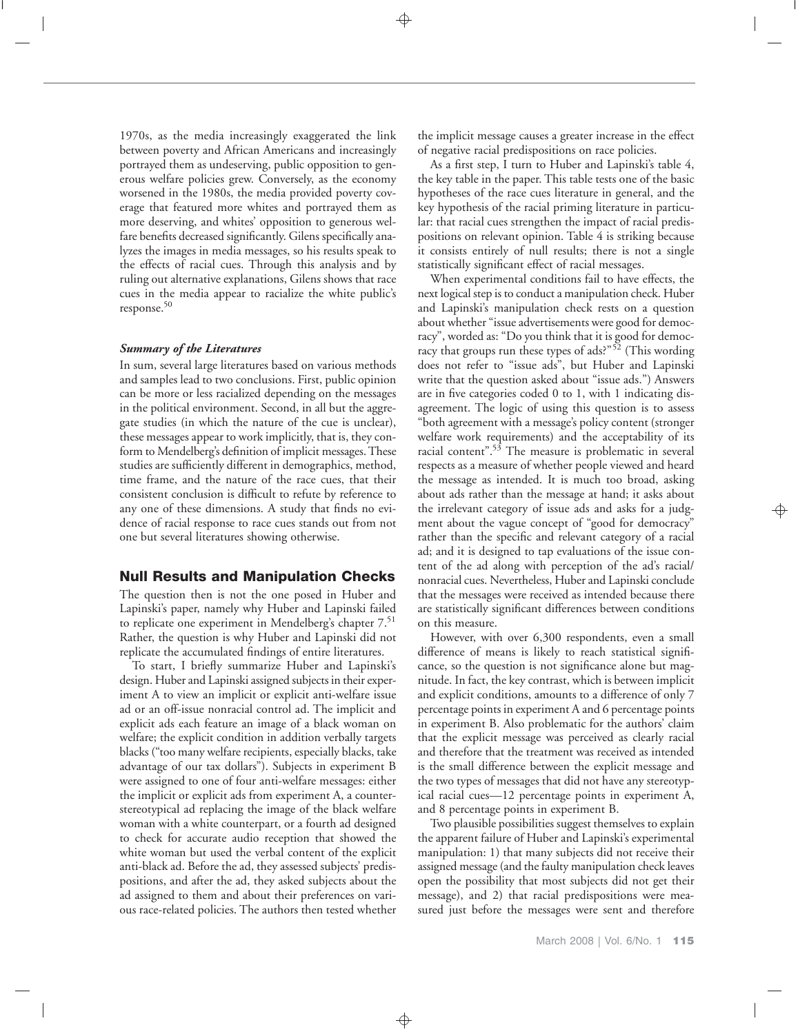1970s, as the media increasingly exaggerated the link between poverty and African Americans and increasingly portrayed them as undeserving, public opposition to generous welfare policies grew. Conversely, as the economy worsened in the 1980s, the media provided poverty coverage that featured more whites and portrayed them as more deserving, and whites' opposition to generous welfare benefits decreased significantly. Gilens specifically analyzes the images in media messages, so his results speak to the effects of racial cues. Through this analysis and by ruling out alternative explanations, Gilens shows that race cues in the media appear to racialize the white public's response.[50]

### *Summary of the Literatures*

In sum, several large literatures based on various methods and samples lead to two conclusions. First, public opinion can be more or less racialized depending on the messages in the political environment. Second, in all but the aggregate studies (in which the nature of the cue is unclear), these messages appear to work implicitly, that is, they conform to Mendelberg's definition of implicit messages. These studies are sufficiently different in demographics, method, time frame, and the nature of the race cues, that their consistent conclusion is difficult to refute by reference to any one of these dimensions. A study that finds no evidence of racial response to race cues stands out from not one but several literatures showing otherwise.

## Null Results and Manipulation Checks

The question then is not the one posed in Huber and Lapinski's paper, namely why Huber and Lapinski failed to replicate one experiment in Mendelberg's chapter 7.[51] Rather, the question is why Huber and Lapinski did not replicate the accumulated findings of entire literatures.

To start, I briefly summarize Huber and Lapinski's design. Huber and Lapinski assigned subjects in their experiment A to view an implicit or explicit anti-welfare issue ad or an off-issue nonracial control ad. The implicit and explicit ads each feature an image of a black woman on welfare; the explicit condition in addition verbally targets blacks ("too many welfare recipients, especially blacks, take advantage of our tax dollars"). Subjects in experiment B were assigned to one of four anti-welfare messages: either the implicit or explicit ads from experiment A, a counterstereotypical ad replacing the image of the black welfare woman with a white counterpart, or a fourth ad designed to check for accurate audio reception that showed the white woman but used the verbal content of the explicit anti-black ad. Before the ad, they assessed subjects' predispositions, and after the ad, they asked subjects about the ad assigned to them and about their preferences on various race-related policies. The authors then tested whether the implicit message causes a greater increase in the effect of negative racial predispositions on race policies.

As a first step, I turn to Huber and Lapinski's table 4, the key table in the paper. This table tests one of the basic hypotheses of the race cues literature in general, and the key hypothesis of the racial priming literature in particular: that racial cues strengthen the impact of racial predispositions on relevant opinion. Table 4 is striking because it consists entirely of null results; there is not a single statistically significant effect of racial messages.

When experimental conditions fail to have effects, the next logical step is to conduct a manipulation check. Huber and Lapinski's manipulation check rests on a question about whether "issue advertisements were good for democracy", worded as: "Do you think that it is good for democracy that groups run these types of ads?"[52] (This wording does not refer to "issue ads", but Huber and Lapinski write that the question asked about "issue ads.") Answers are in five categories coded 0 to 1, with 1 indicating disagreement. The logic of using this question is to assess "both agreement with a message's policy content (stronger welfare work requirements) and the acceptability of its racial content".[53] The measure is problematic in several respects as a measure of whether people viewed and heard the message as intended. It is much too broad, asking about ads rather than the message at hand; it asks about the irrelevant category of issue ads and asks for a judgment about the vague concept of "good for democracy" rather than the specific and relevant category of a racial ad; and it is designed to tap evaluations of the issue content of the ad along with perception of the ad's racial/nonracial cues. Nevertheless, Huber and Lapinski conclude that the messages were received as intended because there are statistically significant differences between conditions on this measure.

However, with over 6,300 respondents, even a small difference of means is likely to reach statistical significance, so the question is not significance alone but magnitude. In fact, the key contrast, which is between implicit and explicit conditions, amounts to a difference of only 7 percentage points in experiment A and 6 percentage points in experiment B. Also problematic for the authors' claim that the explicit message was perceived as clearly racial and therefore that the treatment was received as intended is the small difference between the explicit message and the two types of messages that did not have any stereotypical racial cues—12 percentage points in experiment A, and 8 percentage points in experiment B.

Two plausible possibilities suggest themselves to explain the apparent failure of Huber and Lapinski's experimental manipulation: 1) that many subjects did not receive their assigned message (and the faulty manipulation check leaves open the possibility that most subjects did not get their message), and 2) that racial predispositions were measured just before the messages were sent and therefore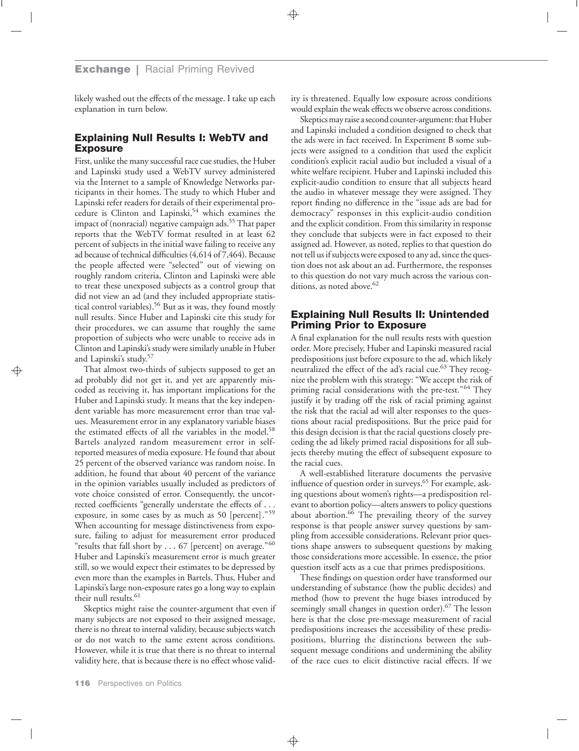likely washed out the effects of the message. I take up each explanation in turn below.

## Explaining Null Results I: WebTV and Exposure

First, unlike the many successful race cue studies, the Huber and Lapinski study used a WebTV survey administered via the Internet to a sample of Knowledge Networks participants in their homes. The study to which Huber and Lapinski refer readers for details of their experimental procedure is Clinton and Lapinski,[54] which examines the impact of (nonracial) negative campaign ads.[55] That paper reports that the WebTV format resulted in at least 62 percent of subjects in the initial wave failing to receive any ad because of technical difficulties (4,614 of 7,464). Because the people affected were "selected" out of viewing on roughly random criteria, Clinton and Lapinski were able to treat these unexposed subjects as a control group that did not view an ad (and they included appropriate statistical control variables).[56] But as it was, they found mostly null results. Since Huber and Lapinski cite this study for their procedures, we can assume that roughly the same proportion of subjects who were unable to receive ads in Clinton and Lapinski's study were similarly unable in Huber and Lapinski's study.[57]

That almost two-thirds of subjects supposed to get an ad probably did not get it, and yet are apparently miscoded as receiving it, has important implications for the Huber and Lapinski study. It means that the key independent variable has more measurement error than true values. Measurement error in any explanatory variable biases the estimated effects of all the variables in the model.[58] Bartels analyzed random measurement error in self-reported measures of media exposure. He found that about 25 percent of the observed variance was random noise. In addition, he found that about 40 percent of the variance in the opinion variables usually included as predictors of vote choice consisted of error. Consequently, the uncorrected coefficients "generally understate the effects of . . . exposure, in some cases by as much as 50 [percent]."[59] When accounting for message distinctiveness from exposure, failing to adjust for measurement error produced "results that fall short by . . . 67 [percent] on average."[60] Huber and Lapinski's measurement error is much greater still, so we would expect their estimates to be depressed by even more than the examples in Bartels. Thus, Huber and Lapinski's large non-exposure rates go a long way to explain their null results.[61]

Skeptics might raise the counter-argument that even if many subjects are not exposed to their assigned message, there is no threat to internal validity, because subjects watch or do not watch to the same extent across conditions. However, while it is true that there is no threat to internal validity here, that is because there is no effect whose validity is threatened. Equally low exposure across conditions would explain the weak effects we observe across conditions.

Skeptics may raise a second counter-argument: that Huber and Lapinski included a condition designed to check that the ads were in fact received. In Experiment B some subjects were assigned to a condition that used the explicit condition's explicit racial audio but included a visual of a white welfare recipient. Huber and Lapinski included this explicit-audio condition to ensure that all subjects heard the audio in whatever message they were assigned. They report finding no difference in the "issue ads are bad for democracy" responses in this explicit-audio condition and the explicit condition. From this similarity in response they conclude that subjects were in fact exposed to their assigned ad. However, as noted, replies to that question do not tell us if subjects were exposed to any ad, since the question does not ask about an ad. Furthermore, the responses to this question do not vary much across the various conditions, as noted above.[62]

## Explaining Null Results II: Unintended Priming Prior to Exposure

A final explanation for the null results rests with question order. More precisely, Huber and Lapinski measured racial predispositions just before exposure to the ad, which likely neutralized the effect of the ad's racial cue.[63] They recognize the problem with this strategy: "We accept the risk of priming racial considerations with the pre-test."[64] They justify it by trading off the risk of racial priming against the risk that the racial ad will alter responses to the questions about racial predispositions. But the price paid for this design decision is that the racial questions closely preceding the ad likely primed racial dispositions for all subjects thereby muting the effect of subsequent exposure to the racial cues.

A well-established literature documents the pervasive influence of question order in surveys.[65] For example, asking questions about women's rights—a predisposition relevant to abortion policy—alters answers to policy questions about abortion.[66] The prevailing theory of the survey response is that people answer survey questions by sampling from accessible considerations. Relevant prior questions shape answers to subsequent questions by making those considerations more accessible. In essence, the prior question itself acts as a cue that primes predispositions.

These findings on question order have transformed our understanding of substance (how the public decides) and method (how to prevent the huge biases introduced by seemingly small changes in question order).[67] The lesson here is that the close pre-message measurement of racial predispositions increases the accessibility of these predispositions, blurring the distinctions between the subsequent message conditions and undermining the ability of the race cues to elicit distinctive racial effects. If we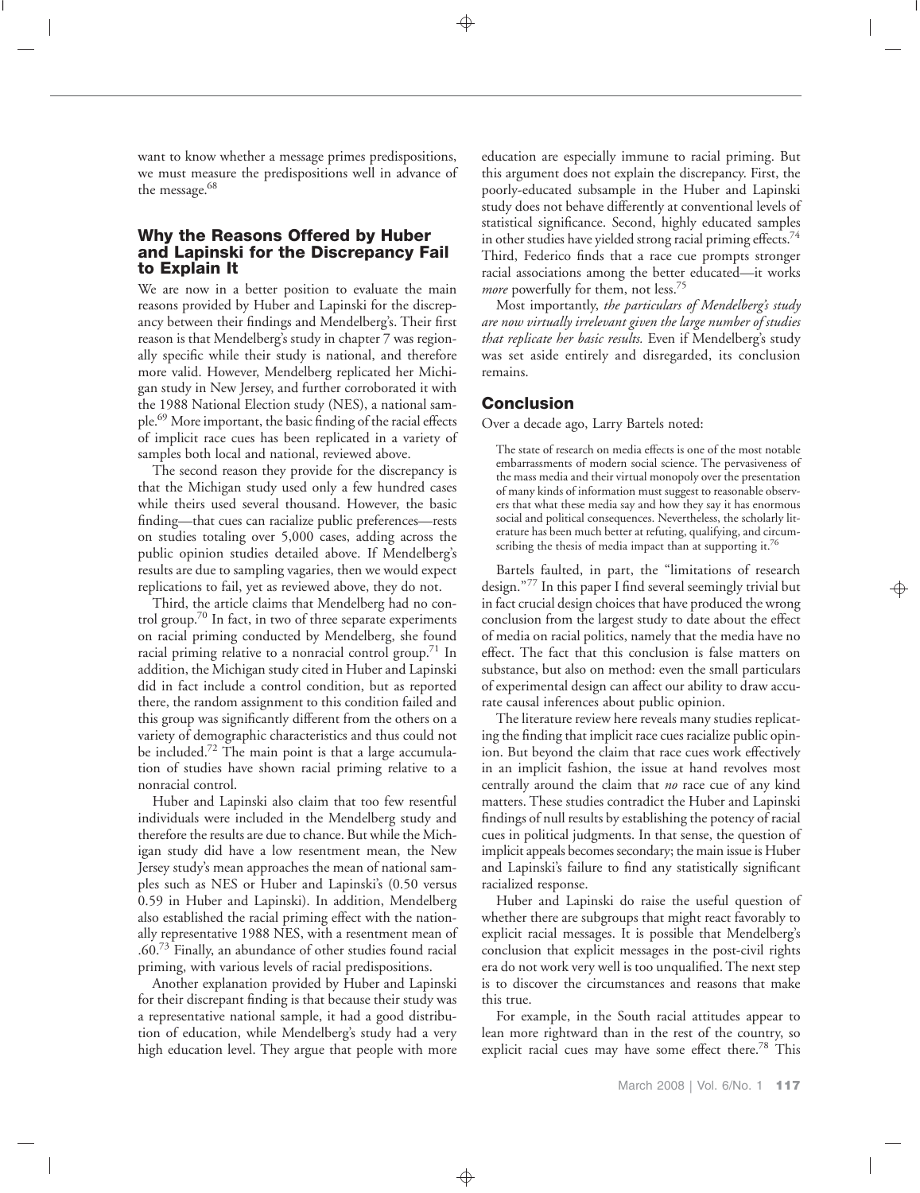want to know whether a message primes predispositions, we must measure the predispositions well in advance of the message.[68]

## Why the Reasons Offered by Huber and Lapinski for the Discrepancy Fail to Explain It

We are now in a better position to evaluate the main reasons provided by Huber and Lapinski for the discrepancy between their findings and Mendelberg's. Their first reason is that Mendelberg's study in chapter 7 was regionally specific while their study is national, and therefore more valid. However, Mendelberg replicated her Michigan study in New Jersey, and further corroborated it with the 1988 National Election study (NES), a national sample.[69] More important, the basic finding of the racial effects of implicit race cues has been replicated in a variety of samples both local and national, reviewed above.

The second reason they provide for the discrepancy is that the Michigan study used only a few hundred cases while theirs used several thousand. However, the basic finding—that cues can racialize public preferences—rests on studies totaling over 5,000 cases, adding across the public opinion studies detailed above. If Mendelberg's results are due to sampling vagaries, then we would expect replications to fail, yet as reviewed above, they do not.

Third, the article claims that Mendelberg had no control group.[70] In fact, in two of three separate experiments on racial priming conducted by Mendelberg, she found racial priming relative to a nonracial control group.[71] In addition, the Michigan study cited in Huber and Lapinski did in fact include a control condition, but as reported there, the random assignment to this condition failed and this group was significantly different from the others on a variety of demographic characteristics and thus could not be included.[72] The main point is that a large accumulation of studies have shown racial priming relative to a nonracial control.

Huber and Lapinski also claim that too few resentful individuals were included in the Mendelberg study and therefore the results are due to chance. But while the Michigan study did have a low resentment mean, the New Jersey study's mean approaches the mean of national samples such as NES or Huber and Lapinski's (0.50 versus 0.59 in Huber and Lapinski). In addition, Mendelberg also established the racial priming effect with the nationally representative 1988 NES, with a resentment mean of .60.[73] Finally, an abundance of other studies found racial priming, with various levels of racial predispositions.

Another explanation provided by Huber and Lapinski for their discrepant finding is that because their study was a representative national sample, it had a good distribution of education, while Mendelberg's study had a very high education level. They argue that people with more education are especially immune to racial priming. But this argument does not explain the discrepancy. First, the poorly-educated subsample in the Huber and Lapinski study does not behave differently at conventional levels of statistical significance. Second, highly educated samples in other studies have yielded strong racial priming effects.[74] Third, Federico finds that a race cue prompts stronger racial associations among the better educated—it works *more* powerfully for them, not less.[75]

Most importantly, *the particulars of Mendelberg's study are now virtually irrelevant given the large number of studies that replicate her basic results.* Even if Mendelberg's study was set aside entirely and disregarded, its conclusion remains.

## Conclusion

Over a decade ago, Larry Bartels noted:

> The state of research on media effects is one of the most notable embarrassments of modern social science. The pervasiveness of the mass media and their virtual monopoly over the presentation of many kinds of information must suggest to reasonable observers that what these media say and how they say it has enormous social and political consequences. Nevertheless, the scholarly literature has been much better at refuting, qualifying, and circumscribing the thesis of media impact than at supporting it.[76]

Bartels faulted, in part, the "limitations of research design."[77] In this paper I find several seemingly trivial but in fact crucial design choices that have produced the wrong conclusion from the largest study to date about the effect of media on racial politics, namely that the media have no effect. The fact that this conclusion is false matters on substance, but also on method: even the small particulars of experimental design can affect our ability to draw accurate causal inferences about public opinion.

The literature review here reveals many studies replicating the finding that implicit race cues racialize public opinion. But beyond the claim that race cues work effectively in an implicit fashion, the issue at hand revolves most centrally around the claim that *no* race cue of any kind matters. These studies contradict the Huber and Lapinski findings of null results by establishing the potency of racial cues in political judgments. In that sense, the question of implicit appeals becomes secondary; the main issue is Huber and Lapinski's failure to find any statistically significant racialized response.

Huber and Lapinski do raise the useful question of whether there are subgroups that might react favorably to explicit racial messages. It is possible that Mendelberg's conclusion that explicit messages in the post-civil rights era do not work very well is too unqualified. The next step is to discover the circumstances and reasons that make this true.

For example, in the South racial attitudes appear to lean more rightward than in the rest of the country, so explicit racial cues may have some effect there.[78] This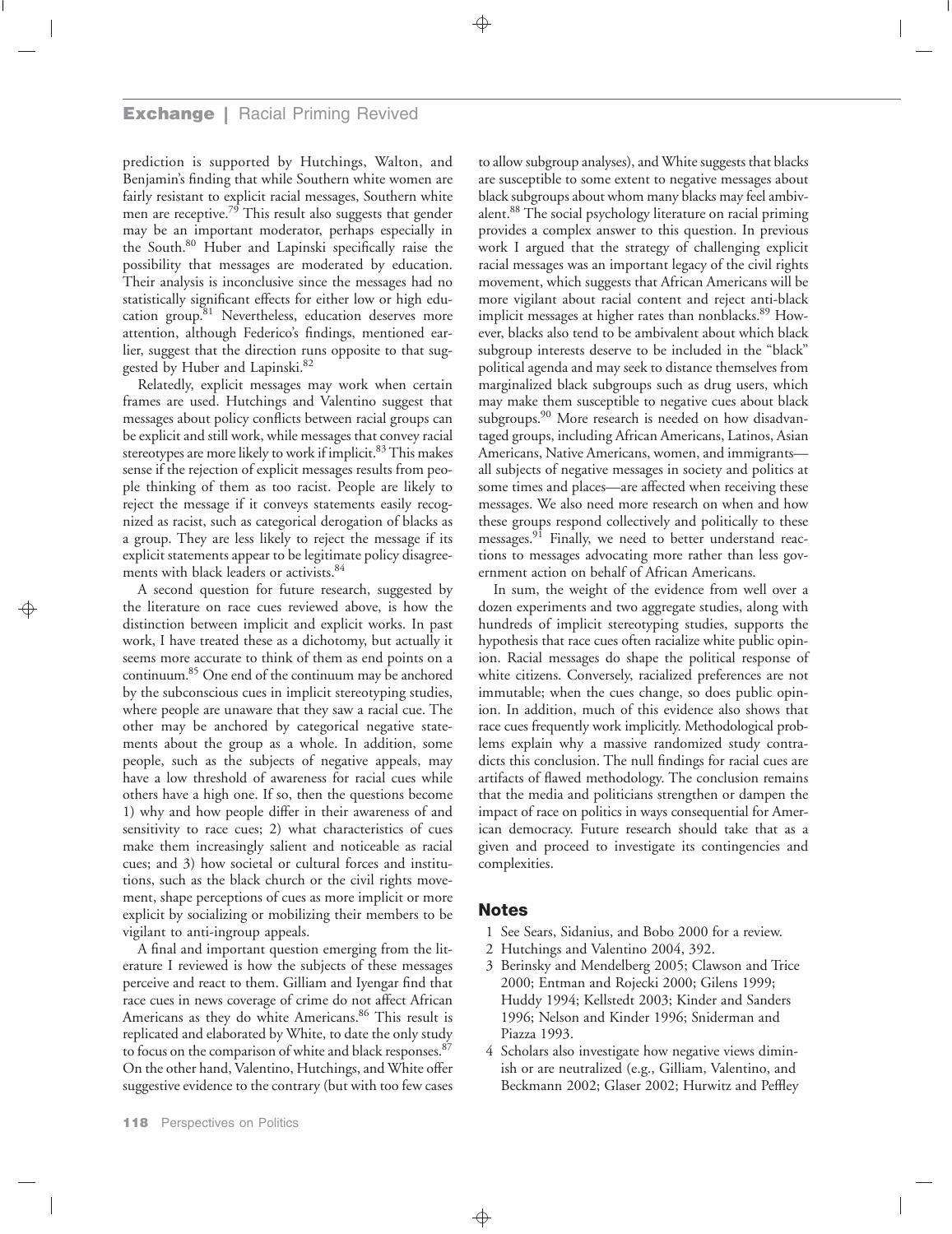prediction is supported by Hutchings, Walton, and Benjamin's finding that while Southern white women are fairly resistant to explicit racial messages, Southern white men are receptive.[79] This result also suggests that gender may be an important moderator, perhaps especially in the South.[80] Huber and Lapinski specifically raise the possibility that messages are moderated by education. Their analysis is inconclusive since the messages had no statistically significant effects for either low or high education group.[81] Nevertheless, education deserves more attention, although Federico's findings, mentioned earlier, suggest that the direction runs opposite to that suggested by Huber and Lapinski.[82]

Relatedly, explicit messages may work when certain frames are used. Hutchings and Valentino suggest that messages about policy conflicts between racial groups can be explicit and still work, while messages that convey racial stereotypes are more likely to work if implicit.[83] This makes sense if the rejection of explicit messages results from people thinking of them as too racist. People are likely to reject the message if it conveys statements easily recognized as racist, such as categorical derogation of blacks as a group. They are less likely to reject the message if its explicit statements appear to be legitimate policy disagreements with black leaders or activists.[84]

A second question for future research, suggested by the literature on race cues reviewed above, is how the distinction between implicit and explicit works. In past work, I have treated these as a dichotomy, but actually it seems more accurate to think of them as end points on a continuum.[85] One end of the continuum may be anchored by the subconscious cues in implicit stereotyping studies, where people are unaware that they saw a racial cue. The other may be anchored by categorical negative statements about the group as a whole. In addition, some people, such as the subjects of negative appeals, may have a low threshold of awareness for racial cues while others have a high one. If so, then the questions become 1) why and how people differ in their awareness of and sensitivity to race cues; 2) what characteristics of cues make them increasingly salient and noticeable as racial cues; and 3) how societal or cultural forces and institutions, such as the black church or the civil rights movement, shape perceptions of cues as more implicit or more explicit by socializing or mobilizing their members to be vigilant to anti-ingroup appeals.

A final and important question emerging from the literature I reviewed is how the subjects of these messages perceive and react to them. Gilliam and Iyengar find that race cues in news coverage of crime do not affect African Americans as they do white Americans.[86] This result is replicated and elaborated by White, to date the only study to focus on the comparison of white and black responses.[87] On the other hand, Valentino, Hutchings, and White offer suggestive evidence to the contrary (but with too few cases to allow subgroup analyses), and White suggests that blacks are susceptible to some extent to negative messages about black subgroups about whom many blacks may feel ambivalent.[88] The social psychology literature on racial priming provides a complex answer to this question. In previous work I argued that the strategy of challenging explicit racial messages was an important legacy of the civil rights movement, which suggests that African Americans will be more vigilant about racial content and reject anti-black implicit messages at higher rates than nonblacks.[89] However, blacks also tend to be ambivalent about which black subgroup interests deserve to be included in the "black" political agenda and may seek to distance themselves from marginalized black subgroups such as drug users, which may make them susceptible to negative cues about black subgroups.[90] More research is needed on how disadvantaged groups, including African Americans, Latinos, Asian Americans, Native Americans, women, and immigrants—all subjects of negative messages in society and politics at some times and places—are affected when receiving these messages. We also need more research on when and how these groups respond collectively and politically to these messages.[91] Finally, we need to better understand reactions to messages advocating more rather than less government action on behalf of African Americans.

In sum, the weight of the evidence from well over a dozen experiments and two aggregate studies, along with hundreds of implicit stereotyping studies, supports the hypothesis that race cues often racialize white public opinion. Racial messages do shape the political response of white citizens. Conversely, racialized preferences are not immutable; when the cues change, so does public opinion. In addition, much of this evidence also shows that race cues frequently work implicitly. Methodological problems explain why a massive randomized study contradicts this conclusion. The null findings for racial cues are artifacts of flawed methodology. The conclusion remains that the media and politicians strengthen or dampen the impact of race on politics in ways consequential for American democracy. Future research should take that as a given and proceed to investigate its contingencies and complexities.

## Notes

1 See Sears, Sidanius, and Bobo 2000 for a review.
2 Hutchings and Valentino 2004, 392.
3 Berinsky and Mendelberg 2005; Clawson and Trice 2000; Entman and Rojecki 2000; Gilens 1999; Huddy 1994; Kellstedt 2003; Kinder and Sanders 1996; Nelson and Kinder 1996; Sniderman and Piazza 1993.
4 Scholars also investigate how negative views diminish or are neutralized (e.g., Gilliam, Valentino, and Beckmann 2002; Glaser 2002; Hurwitz and Peffley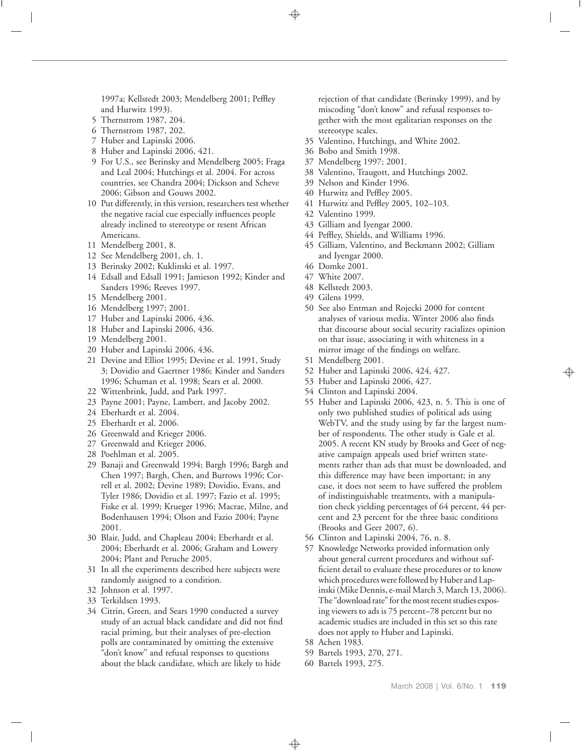1997a; Kellstedt 2003; Mendelberg 2001; Peffley and Hurwitz 1993).

5 Thernstrom 1987, 204.
6 Thernstrom 1987, 202.
7 Huber and Lapinski 2006.
8 Huber and Lapinski 2006, 421.
9 For U.S., see Berinsky and Mendelberg 2005; Fraga and Leal 2004; Hutchings et al. 2004. For across countries, see Chandra 2004; Dickson and Scheve 2006; Gibson and Gouws 2002.
10 Put differently, in this version, researchers test whether the negative racial cue especially influences people already inclined to stereotype or resent African Americans.
11 Mendelberg 2001, 8.
12 See Mendelberg 2001, ch. 1.
13 Berinsky 2002; Kuklinski et al. 1997.
14 Edsall and Edsall 1991; Jamieson 1992; Kinder and Sanders 1996; Reeves 1997.
15 Mendelberg 2001.
16 Mendelberg 1997; 2001.
17 Huber and Lapinski 2006, 436.
18 Huber and Lapinski 2006, 436.
19 Mendelberg 2001.
20 Huber and Lapinski 2006, 436.
21 Devine and Elliot 1995; Devine et al. 1991, Study 3; Dovidio and Gaertner 1986; Kinder and Sanders 1996; Schuman et al. 1998; Sears et al. 2000.
22 Wittenbrink, Judd, and Park 1997.
23 Payne 2001; Payne, Lambert, and Jacoby 2002.
24 Eberhardt et al. 2004.
25 Eberhardt et al. 2006.
26 Greenwald and Krieger 2006.
27 Greenwald and Krieger 2006.
28 Poehlman et al. 2005.
29 Banaji and Greenwald 1994; Bargh 1996; Bargh and Chen 1997; Bargh, Chen, and Burrows 1996; Correll et al. 2002; Devine 1989; Dovidio, Evans, and Tyler 1986; Dovidio et al. 1997; Fazio et al. 1995; Fiske et al. 1999; Krueger 1996; Macrae, Milne, and Bodenhausen 1994; Olson and Fazio 2004; Payne 2001.
30 Blair, Judd, and Chapleau 2004; Eberhardt et al. 2004; Eberhardt et al. 2006; Graham and Lowery 2004; Plant and Peruche 2005.
31 In all the experiments described here subjects were randomly assigned to a condition.
32 Johnson et al. 1997.
33 Terkildsen 1993.
34 Citrin, Green, and Sears 1990 conducted a survey study of an actual black candidate and did not find racial priming, but their analyses of pre-election polls are contaminated by omitting the extensive "don't know" and refusal responses to questions about the black candidate, which are likely to hide rejection of that candidate (Berinsky 1999), and by miscoding "don't know" and refusal responses together with the most egalitarian responses on the stereotype scales.
35 Valentino, Hutchings, and White 2002.
36 Bobo and Smith 1998.
37 Mendelberg 1997; 2001.
38 Valentino, Traugott, and Hutchings 2002.
39 Nelson and Kinder 1996.
40 Hurwitz and Peffley 2005.
41 Hurwitz and Peffley 2005, 102–103.
42 Valentino 1999.
43 Gilliam and Iyengar 2000.
44 Peffley, Shields, and Williams 1996.
45 Gilliam, Valentino, and Beckmann 2002; Gilliam and Iyengar 2000.
46 Domke 2001.
47 White 2007.
48 Kellstedt 2003.
49 Gilens 1999.
50 See also Entman and Rojecki 2000 for content analyses of various media. Winter 2006 also finds that discourse about social security racializes opinion on that issue, associating it with whiteness in a mirror image of the findings on welfare.
51 Mendelberg 2001.
52 Huber and Lapinski 2006, 424, 427.
53 Huber and Lapinski 2006, 427.
54 Clinton and Lapinski 2004.
55 Huber and Lapinski 2006, 423, n. 5. This is one of only two published studies of political ads using WebTV, and the study using by far the largest number of respondents. The other study is Gale et al. 2005. A recent KN study by Brooks and Geer of negative campaign appeals used brief written statements rather than ads that must be downloaded, and this difference may have been important; in any case, it does not seem to have suffered the problem of indistinguishable treatments, with a manipulation check yielding percentages of 64 percent, 44 percent and 23 percent for the three basic conditions (Brooks and Geer 2007, 6).
56 Clinton and Lapinski 2004, 76, n. 8.
57 Knowledge Networks provided information only about general current procedures and without sufficient detail to evaluate these procedures or to know which procedures were followed by Huber and Lapinski (Mike Dennis, e-mail March 3, March 13, 2006). The "download rate" for the most recent studies exposing viewers to ads is 75 percent–78 percent but no academic studies are included in this set so this rate does not apply to Huber and Lapinski.
58 Achen 1983.
59 Bartels 1993, 270, 271.
60 Bartels 1993, 275.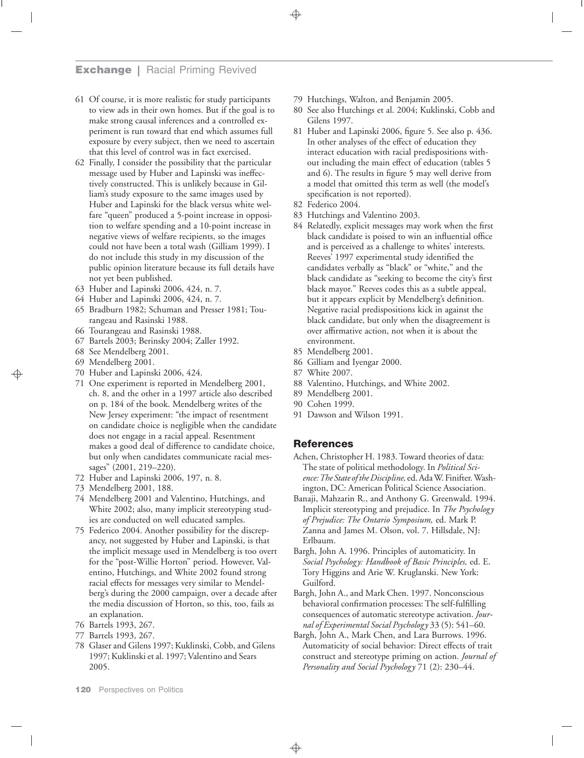61 Of course, it is more realistic for study participants to view ads in their own homes. But if the goal is to make strong causal inferences and a controlled experiment is run toward that end which assumes full exposure by every subject, then we need to ascertain that this level of control was in fact exercised.

62 Finally, I consider the possibility that the particular message used by Huber and Lapinski was ineffectively constructed. This is unlikely because in Gilliam's study exposure to the same images used by Huber and Lapinski for the black versus white welfare "queen" produced a 5-point increase in opposition to welfare spending and a 10-point increase in negative views of welfare recipients, so the images could not have been a total wash (Gilliam 1999). I do not include this study in my discussion of the public opinion literature because its full details have not yet been published.

63 Huber and Lapinski 2006, 424, n. 7.

64 Huber and Lapinski 2006, 424, n. 7.

65 Bradburn 1982; Schuman and Presser 1981; Tourangeau and Rasinski 1988.

66 Tourangeau and Rasinski 1988.

67 Bartels 2003; Berinsky 2004; Zaller 1992.

68 See Mendelberg 2001.

69 Mendelberg 2001.

70 Huber and Lapinski 2006, 424.

71 One experiment is reported in Mendelberg 2001, ch. 8, and the other in a 1997 article also described on p. 184 of the book. Mendelberg writes of the New Jersey experiment: "the impact of resentment on candidate choice is negligible when the candidate does not engage in a racial appeal. Resentment makes a good deal of difference to candidate choice, but only when candidates communicate racial messages" (2001, 219–220).

72 Huber and Lapinski 2006, 197, n. 8.

73 Mendelberg 2001, 188.

74 Mendelberg 2001 and Valentino, Hutchings, and White 2002; also, many implicit stereotyping studies are conducted on well educated samples.

75 Federico 2004. Another possibility for the discrepancy, not suggested by Huber and Lapinski, is that the implicit message used in Mendelberg is too overt for the "post-Willie Horton" period. However, Valentino, Hutchings, and White 2002 found strong racial effects for messages very similar to Mendelberg's during the 2000 campaign, over a decade after the media discussion of Horton, so this, too, fails as an explanation.

76 Bartels 1993, 267.

77 Bartels 1993, 267.

78 Glaser and Gilens 1997; Kuklinski, Cobb, and Gilens 1997; Kuklinski et al. 1997; Valentino and Sears 2005.

79 Hutchings, Walton, and Benjamin 2005.

80 See also Hutchings et al. 2004; Kuklinski, Cobb and Gilens 1997.

81 Huber and Lapinski 2006, figure 5. See also p. 436. In other analyses of the effect of education they interact education with racial predispositions without including the main effect of education (tables 5 and 6). The results in figure 5 may well derive from a model that omitted this term as well (the model's specification is not reported).

82 Federico 2004.

83 Hutchings and Valentino 2003.

84 Relatedly, explicit messages may work when the first black candidate is poised to win an influential office and is perceived as a challenge to whites' interests. Reeves' 1997 experimental study identified the candidates verbally as "black" or "white," and the black candidate as "seeking to become the city's first black mayor." Reeves codes this as a subtle appeal, but it appears explicit by Mendelberg's definition. Negative racial predispositions kick in against the black candidate, but only when the disagreement is over affirmative action, not when it is about the environment.

85 Mendelberg 2001.

86 Gilliam and Iyengar 2000.

87 White 2007.

88 Valentino, Hutchings, and White 2002.

89 Mendelberg 2001.

90 Cohen 1999.

91 Dawson and Wilson 1991.

## References

Achen, Christopher H. 1983. Toward theories of data: The state of political methodology. In *Political Science: The State of the Discipline,* ed. Ada W. Finifter. Washington, DC: American Political Science Association.

Banaji, Mahzarin R., and Anthony G. Greenwald. 1994. Implicit stereotyping and prejudice. In *The Psychology of Prejudice: The Ontario Symposium,* ed. Mark P. Zanna and James M. Olson, vol. 7. Hillsdale, NJ: Erlbaum.

Bargh, John A. 1996. Principles of automaticity. In *Social Psychology: Handbook of Basic Principles,* ed. E. Tory Higgins and Arie W. Kruglanski. New York: Guilford.

Bargh, John A., and Mark Chen. 1997. Nonconscious behavioral confirmation processes: The self-fulfilling consequences of automatic stereotype activation. *Journal of Experimental Social Psychology* 33 (5): 541–60.

Bargh, John A., Mark Chen, and Lara Burrows. 1996. Automaticity of social behavior: Direct effects of trait construct and stereotype priming on action. *Journal of Personality and Social Psychology* 71 (2): 230–44.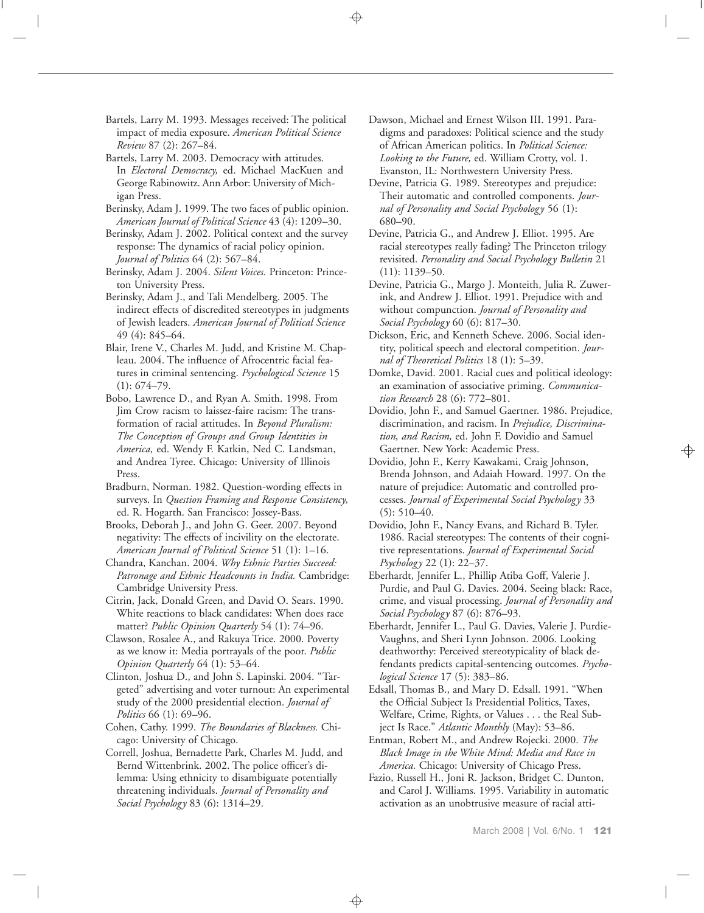Bartels, Larry M. 1993. Messages received: The political impact of media exposure. *American Political Science Review* 87 (2): 267–84.

Bartels, Larry M. 2003. Democracy with attitudes. In *Electoral Democracy,* ed. Michael MacKuen and George Rabinowitz. Ann Arbor: University of Michigan Press.

Berinsky, Adam J. 1999. The two faces of public opinion. *American Journal of Political Science* 43 (4): 1209–30.

Berinsky, Adam J. 2002. Political context and the survey response: The dynamics of racial policy opinion. *Journal of Politics* 64 (2): 567–84.

Berinsky, Adam J. 2004. *Silent Voices.* Princeton: Princeton University Press.

Berinsky, Adam J., and Tali Mendelberg. 2005. The indirect effects of discredited stereotypes in judgments of Jewish leaders. *American Journal of Political Science* 49 (4): 845–64.

Blair, Irene V., Charles M. Judd, and Kristine M. Chapleau. 2004. The influence of Afrocentric facial features in criminal sentencing. *Psychological Science* 15 (1): 674–79.

Bobo, Lawrence D., and Ryan A. Smith. 1998. From Jim Crow racism to laissez-faire racism: The transformation of racial attitudes. In *Beyond Pluralism: The Conception of Groups and Group Identities in America,* ed. Wendy F. Katkin, Ned C. Landsman, and Andrea Tyree. Chicago: University of Illinois Press.

Bradburn, Norman. 1982. Question-wording effects in surveys. In *Question Framing and Response Consistency,* ed. R. Hogarth. San Francisco: Jossey-Bass.

Brooks, Deborah J., and John G. Geer. 2007. Beyond negativity: The effects of incivility on the electorate. *American Journal of Political Science* 51 (1): 1–16.

Chandra, Kanchan. 2004. *Why Ethnic Parties Succeed: Patronage and Ethnic Headcounts in India.* Cambridge: Cambridge University Press.

Citrin, Jack, Donald Green, and David O. Sears. 1990. White reactions to black candidates: When does race matter? *Public Opinion Quarterly* 54 (1): 74–96.

Clawson, Rosalee A., and Rakuya Trice. 2000. Poverty as we know it: Media portrayals of the poor. *Public Opinion Quarterly* 64 (1): 53–64.

Clinton, Joshua D., and John S. Lapinski. 2004. "Targeted" advertising and voter turnout: An experimental study of the 2000 presidential election. *Journal of Politics* 66 (1): 69–96.

Cohen, Cathy. 1999. *The Boundaries of Blackness.* Chicago: University of Chicago.

Correll, Joshua, Bernadette Park, Charles M. Judd, and Bernd Wittenbrink. 2002. The police officer's dilemma: Using ethnicity to disambiguate potentially threatening individuals. *Journal of Personality and Social Psychology* 83 (6): 1314–29.

Dawson, Michael and Ernest Wilson III. 1991. Paradigms and paradoxes: Political science and the study of African American politics. In *Political Science: Looking to the Future,* ed. William Crotty, vol. 1. Evanston, IL: Northwestern University Press.

Devine, Patricia G. 1989. Stereotypes and prejudice: Their automatic and controlled components. *Journal of Personality and Social Psychology* 56 (1): 680–90.

Devine, Patricia G., and Andrew J. Elliot. 1995. Are racial stereotypes really fading? The Princeton trilogy revisited. *Personality and Social Psychology Bulletin* 21 (11): 1139–50.

Devine, Patricia G., Margo J. Monteith, Julia R. Zuwerink, and Andrew J. Elliot. 1991. Prejudice with and without compunction. *Journal of Personality and Social Psychology* 60 (6): 817–30.

Dickson, Eric, and Kenneth Scheve. 2006. Social identity, political speech and electoral competition. *Journal of Theoretical Politics* 18 (1): 5–39.

Domke, David. 2001. Racial cues and political ideology: an examination of associative priming. *Communication Research* 28 (6): 772–801.

Dovidio, John F., and Samuel Gaertner. 1986. Prejudice, discrimination, and racism. In *Prejudice, Discrimination, and Racism,* ed. John F. Dovidio and Samuel Gaertner. New York: Academic Press.

Dovidio, John F., Kerry Kawakami, Craig Johnson, Brenda Johnson, and Adaiah Howard. 1997. On the nature of prejudice: Automatic and controlled processes. *Journal of Experimental Social Psychology* 33 (5): 510–40.

Dovidio, John F., Nancy Evans, and Richard B. Tyler. 1986. Racial stereotypes: The contents of their cognitive representations. *Journal of Experimental Social Psychology* 22 (1): 22–37.

Eberhardt, Jennifer L., Phillip Atiba Goff, Valerie J. Purdie, and Paul G. Davies. 2004. Seeing black: Race, crime, and visual processing. *Journal of Personality and Social Psychology* 87 (6): 876–93.

Eberhardt, Jennifer L., Paul G. Davies, Valerie J. Purdie-Vaughns, and Sheri Lynn Johnson. 2006. Looking deathworthy: Perceived stereotypicality of black defendants predicts capital-sentencing outcomes. *Psychological Science* 17 (5): 383–86.

Edsall, Thomas B., and Mary D. Edsall. 1991. "When the Official Subject Is Presidential Politics, Taxes, Welfare, Crime, Rights, or Values . . . the Real Subject Is Race." *Atlantic Monthly* (May): 53–86.

Entman, Robert M., and Andrew Rojecki. 2000. *The Black Image in the White Mind: Media and Race in America.* Chicago: University of Chicago Press.

Fazio, Russell H., Joni R. Jackson, Bridget C. Dunton, and Carol J. Williams. 1995. Variability in automatic activation as an unobtrusive measure of racial atti-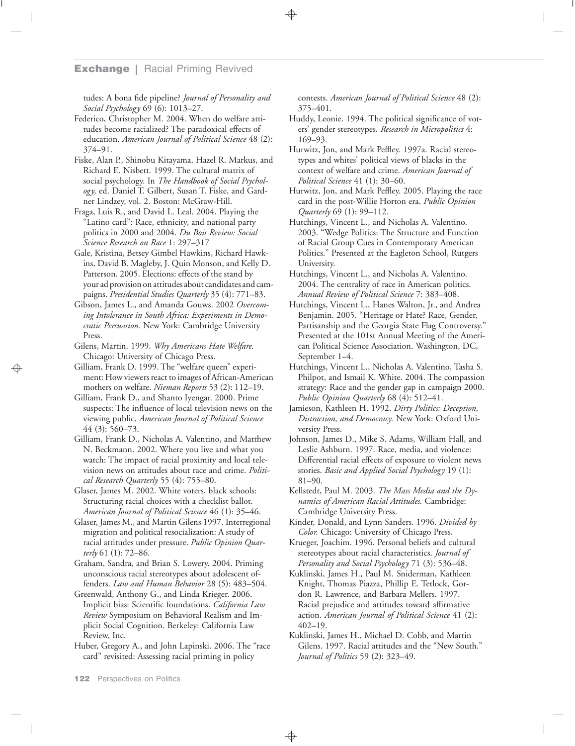tudes: A bona fide pipeline? *Journal of Personality and Social Psychology* 69 (6): 1013–27.

Federico, Christopher M. 2004. When do welfare attitudes become racialized? The paradoxical effects of education. *American Journal of Political Science* 48 (2): 374–91.

Fiske, Alan P., Shinobu Kitayama, Hazel R. Markus, and Richard E. Nisbett. 1999. The cultural matrix of social psychology. In *The Handbook of Social Psychology,* ed. Daniel T. Gilbert, Susan T. Fiske, and Gardner Lindzey, vol. 2. Boston: McGraw-Hill.

Fraga, Luis R., and David L. Leal. 2004. Playing the "Latino card": Race, ethnicity, and national party politics in 2000 and 2004. *Du Bois Review: Social Science Research on Race* 1: 297–317

Gale, Kristina, Betsey Gimbel Hawkins, Richard Hawkins, David B. Magleby, J. Quin Monson, and Kelly D. Patterson. 2005. Elections: effects of the stand by your ad provision on attitudes about candidates and campaigns. *Presidential Studies Quarterly* 35 (4): 771–83.

Gibson, James L., and Amanda Gouws. 2002 *Overcoming Intolerance in South Africa: Experiments in Democratic Persuasion.* New York: Cambridge University Press.

Gilens, Martin. 1999. *Why Americans Hate Welfare.* Chicago: University of Chicago Press.

Gilliam, Frank D. 1999. The "welfare queen" experiment: How viewers react to images of African-American mothers on welfare. *Nieman Reports* 53 (2): 112–19.

Gilliam, Frank D., and Shanto Iyengar. 2000. Prime suspects: The influence of local television news on the viewing public. *American Journal of Political Science* 44 (3): 560–73.

Gilliam, Frank D., Nicholas A. Valentino, and Matthew N. Beckmann. 2002. Where you live and what you watch: The impact of racial proximity and local television news on attitudes about race and crime. *Political Research Quarterly* 55 (4): 755–80.

Glaser, James M. 2002. White voters, black schools: Structuring racial choices with a checklist ballot. *American Journal of Political Science* 46 (1): 35–46.

Glaser, James M., and Martin Gilens 1997. Interregional migration and political resocialization: A study of racial attitudes under pressure. *Public Opinion Quarterly* 61 (1): 72–86.

Graham, Sandra, and Brian S. Lowery. 2004. Priming unconscious racial stereotypes about adolescent offenders. *Law and Human Behavior* 28 (5): 483–504.

Greenwald, Anthony G., and Linda Krieger. 2006. Implicit bias: Scientific foundations. *California Law Review* Symposium on Behavioral Realism and Implicit Social Cognition. Berkeley: California Law Review, Inc.

Huber, Gregory A., and John Lapinski. 2006. The "race card" revisited: Assessing racial priming in policy contests. *American Journal of Political Science* 48 (2): 375–401.

Huddy, Leonie. 1994. The political significance of voters' gender stereotypes. *Research in Micropolitics* 4: 169–93.

Hurwitz, Jon, and Mark Peffley. 1997a. Racial stereotypes and whites' political views of blacks in the context of welfare and crime. *American Journal of Political Science* 41 (1): 30–60.

Hurwitz, Jon, and Mark Peffley. 2005. Playing the race card in the post-Willie Horton era. *Public Opinion Quarterly* 69 (1): 99–112.

Hutchings, Vincent L., and Nicholas A. Valentino. 2003. "Wedge Politics: The Structure and Function of Racial Group Cues in Contemporary American Politics." Presented at the Eagleton School, Rutgers University.

Hutchings, Vincent L., and Nicholas A. Valentino. 2004. The centrality of race in American politics. *Annual Review of Political Science* 7: 383–408.

Hutchings, Vincent L., Hanes Walton, Jr., and Andrea Benjamin. 2005. "Heritage or Hate? Race, Gender, Partisanship and the Georgia State Flag Controversy." Presented at the 101st Annual Meeting of the American Political Science Association. Washington, DC, September 1–4.

Hutchings, Vincent L., Nicholas A. Valentino, Tasha S. Philpot, and Ismail K. White. 2004. The compassion strategy: Race and the gender gap in campaign 2000. *Public Opinion Quarterly* 68 (4): 512–41.

Jamieson, Kathleen H. 1992. *Dirty Politics: Deception, Distraction, and Democracy.* New York: Oxford University Press.

Johnson, James D., Mike S. Adams, William Hall, and Leslie Ashburn. 1997. Race, media, and violence: Differential racial effects of exposure to violent news stories. *Basic and Applied Social Psychology* 19 (1): 81–90.

Kellstedt, Paul M. 2003. *The Mass Media and the Dynamics of American Racial Attitudes.* Cambridge: Cambridge University Press.

Kinder, Donald, and Lynn Sanders. 1996. *Divided by Color.* Chicago: University of Chicago Press.

Krueger, Joachim. 1996. Personal beliefs and cultural stereotypes about racial characteristics. *Journal of Personality and Social Psychology* 71 (3): 536–48.

Kuklinski, James H., Paul M. Sniderman, Kathleen Knight, Thomas Piazza, Phillip E. Tetlock, Gordon R. Lawrence, and Barbara Mellers. 1997. Racial prejudice and attitudes toward affirmative action. *American Journal of Political Science* 41 (2): 402–19.

Kuklinski, James H., Michael D. Cobb, and Martin Gilens. 1997. Racial attitudes and the "New South." *Journal of Politics* 59 (2): 323–49.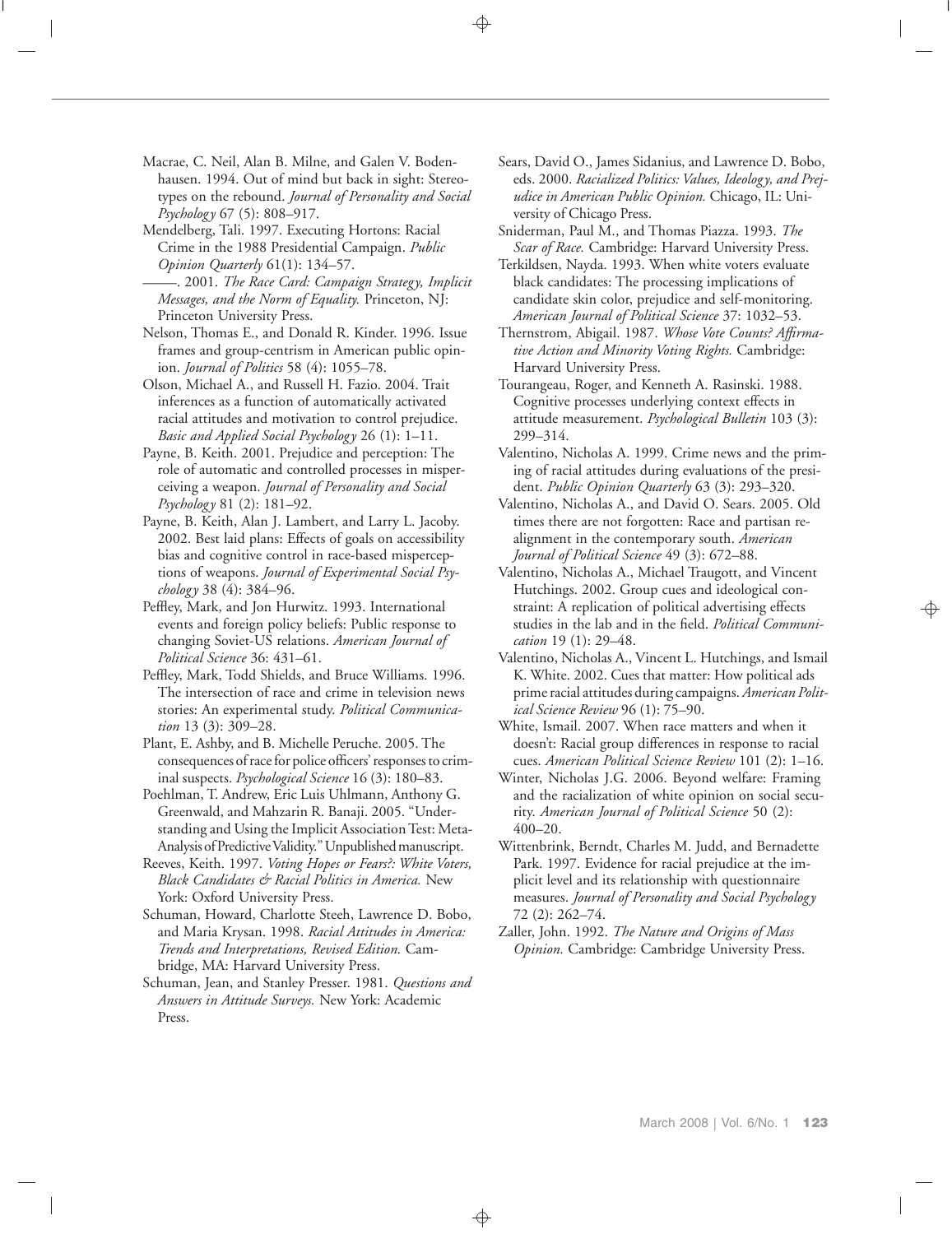Macrae, C. Neil, Alan B. Milne, and Galen V. Bodenhausen. 1994. Out of mind but back in sight: Stereotypes on the rebound. *Journal of Personality and Social Psychology* 67 (5): 808–917.

Mendelberg, Tali. 1997. Executing Hortons: Racial Crime in the 1988 Presidential Campaign. *Public Opinion Quarterly* 61(1): 134–57.

———. 2001. *The Race Card: Campaign Strategy, Implicit Messages, and the Norm of Equality.* Princeton, NJ: Princeton University Press.

Nelson, Thomas E., and Donald R. Kinder. 1996. Issue frames and group-centrism in American public opinion. *Journal of Politics* 58 (4): 1055–78.

Olson, Michael A., and Russell H. Fazio. 2004. Trait inferences as a function of automatically activated racial attitudes and motivation to control prejudice. *Basic and Applied Social Psychology* 26 (1): 1–11.

Payne, B. Keith. 2001. Prejudice and perception: The role of automatic and controlled processes in misperceiving a weapon. *Journal of Personality and Social Psychology* 81 (2): 181–92.

Payne, B. Keith, Alan J. Lambert, and Larry L. Jacoby. 2002. Best laid plans: Effects of goals on accessibility bias and cognitive control in race-based misperceptions of weapons. *Journal of Experimental Social Psychology* 38 (4): 384–96.

Peffley, Mark, and Jon Hurwitz. 1993. International events and foreign policy beliefs: Public response to changing Soviet-US relations. *American Journal of Political Science* 36: 431–61.

Peffley, Mark, Todd Shields, and Bruce Williams. 1996. The intersection of race and crime in television news stories: An experimental study. *Political Communication* 13 (3): 309–28.

Plant, E. Ashby, and B. Michelle Peruche. 2005. The consequences of race for police officers' responses to criminal suspects. *Psychological Science* 16 (3): 180–83.

Poehlman, T. Andrew, Eric Luis Uhlmann, Anthony G. Greenwald, and Mahzarin R. Banaji. 2005. "Understanding and Using the Implicit Association Test: Meta-Analysis of Predictive Validity." Unpublished manuscript.

Reeves, Keith. 1997. *Voting Hopes or Fears?: White Voters, Black Candidates & Racial Politics in America.* New York: Oxford University Press.

Schuman, Howard, Charlotte Steeh, Lawrence D. Bobo, and Maria Krysan. 1998. *Racial Attitudes in America: Trends and Interpretations, Revised Edition.* Cambridge, MA: Harvard University Press.

Schuman, Jean, and Stanley Presser. 1981. *Questions and Answers in Attitude Surveys.* New York: Academic Press.

Sears, David O., James Sidanius, and Lawrence D. Bobo, eds. 2000. *Racialized Politics: Values, Ideology, and Prejudice in American Public Opinion.* Chicago, IL: University of Chicago Press.

Sniderman, Paul M., and Thomas Piazza. 1993. *The Scar of Race.* Cambridge: Harvard University Press.

Terkildsen, Nayda. 1993. When white voters evaluate black candidates: The processing implications of candidate skin color, prejudice and self-monitoring. *American Journal of Political Science* 37: 1032–53.

Thernstrom, Abigail. 1987. *Whose Vote Counts? Affirmative Action and Minority Voting Rights.* Cambridge: Harvard University Press.

Tourangeau, Roger, and Kenneth A. Rasinski. 1988. Cognitive processes underlying context effects in attitude measurement. *Psychological Bulletin* 103 (3): 299–314.

Valentino, Nicholas A. 1999. Crime news and the priming of racial attitudes during evaluations of the president. *Public Opinion Quarterly* 63 (3): 293–320.

Valentino, Nicholas A., and David O. Sears. 2005. Old times there are not forgotten: Race and partisan realignment in the contemporary south. *American Journal of Political Science* 49 (3): 672–88.

Valentino, Nicholas A., Michael Traugott, and Vincent Hutchings. 2002. Group cues and ideological constraint: A replication of political advertising effects studies in the lab and in the field. *Political Communication* 19 (1): 29–48.

Valentino, Nicholas A., Vincent L. Hutchings, and Ismail K. White. 2002. Cues that matter: How political ads prime racial attitudes during campaigns. *American Political Science Review* 96 (1): 75–90.

White, Ismail. 2007. When race matters and when it doesn't: Racial group differences in response to racial cues. *American Political Science Review* 101 (2): 1–16.

Winter, Nicholas J.G. 2006. Beyond welfare: Framing and the racialization of white opinion on social security. *American Journal of Political Science* 50 (2): 400–20.

Wittenbrink, Berndt, Charles M. Judd, and Bernadette Park. 1997. Evidence for racial prejudice at the implicit level and its relationship with questionnaire measures. *Journal of Personality and Social Psychology* 72 (2): 262–74.

Zaller, John. 1992. *The Nature and Origins of Mass Opinion.* Cambridge: Cambridge University Press.